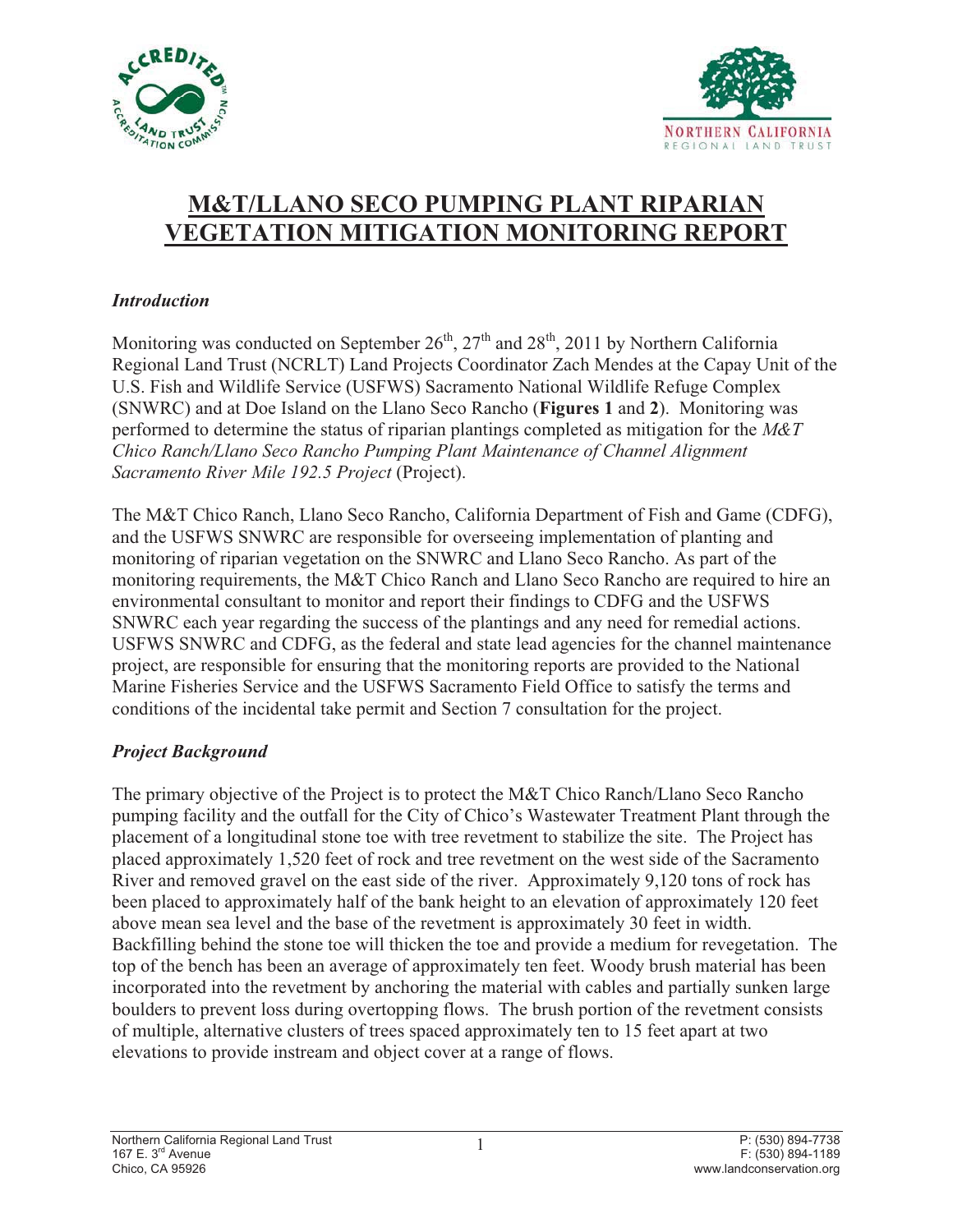# M&T/LLANO SECO PUMPING PLANT RIPARIAN VEGETATION MITIGATION MONITORING REPORT

### *Introduction*

Monitoring was conducted on September 26th, 27th and 28th, 2011 by Northern California Regional Land Trust (NCRLT) Land Projects Coordinator Zach Mendes at the Capay Unit of the U.S. Fish and Wildlife Service (USFWS) Sacramento National Wildlife Refuge Complex (SNWRC) and at Doe Island on the Llano Seco Rancho (**Figures 1** and **2**). Monitoring was performed to determine the status of riparian plantings completed as mitigation for the *M&T Chico Ranch/Llano Seco Rancho Pumping Plant Maintenance of Channel Alignment Sacramento River Mile 192.5 Project* (Project).

The M&T Chico Ranch, Llano Seco Rancho, California Department of Fish and Game (CDFG), and the USFWS SNWRC are responsible for overseeing implementation of planting and monitoring of riparian vegetation on the SNWRC and Llano Seco Rancho. As part of the monitoring requirements, the M&T Chico Ranch and Llano Seco Rancho are required to hire an environmental consultant to monitor and report their findings to CDFG and the USFWS SNWRC each year regarding the success of the plantings and any need for remedial actions. USFWS SNWRC and CDFG, as the federal and state lead agencies for the channel maintenance project, are responsible for ensuring that the monitoring reports are provided to the National Marine Fisheries Service and the USFWS Sacramento Field Office to satisfy the terms and conditions of the incidental take permit and Section 7 consultation for the project.

### *Project Background*

The primary objective of the Project is to protect the M&T Chico Ranch/Llano Seco Rancho pumping facility and the outfall for the City of Chico's Wastewater Treatment Plant through the placement of a longitudinal stone toe with tree revetment to stabilize the site. The Project has placed approximately 1,520 feet of rock and tree revetment on the west side of the Sacramento River and removed gravel on the east side of the river. Approximately 9,120 tons of rock has been placed to approximately half of the bank height to an elevation of approximately 120 feet above mean sea level and the base of the revetment is approximately 30 feet in width. Backfilling behind the stone toe will thicken the toe and provide a medium for revegetation. The top of the bench has been an average of approximately ten feet. Woody brush material has been incorporated into the revetment by anchoring the material with cables and partially sunken large boulders to prevent loss during overtopping flows. The brush portion of the revetment consists of multiple, alternative clusters of trees spaced approximately ten to 15 feet apart at two elevations to provide instream and object cover at a range of flows.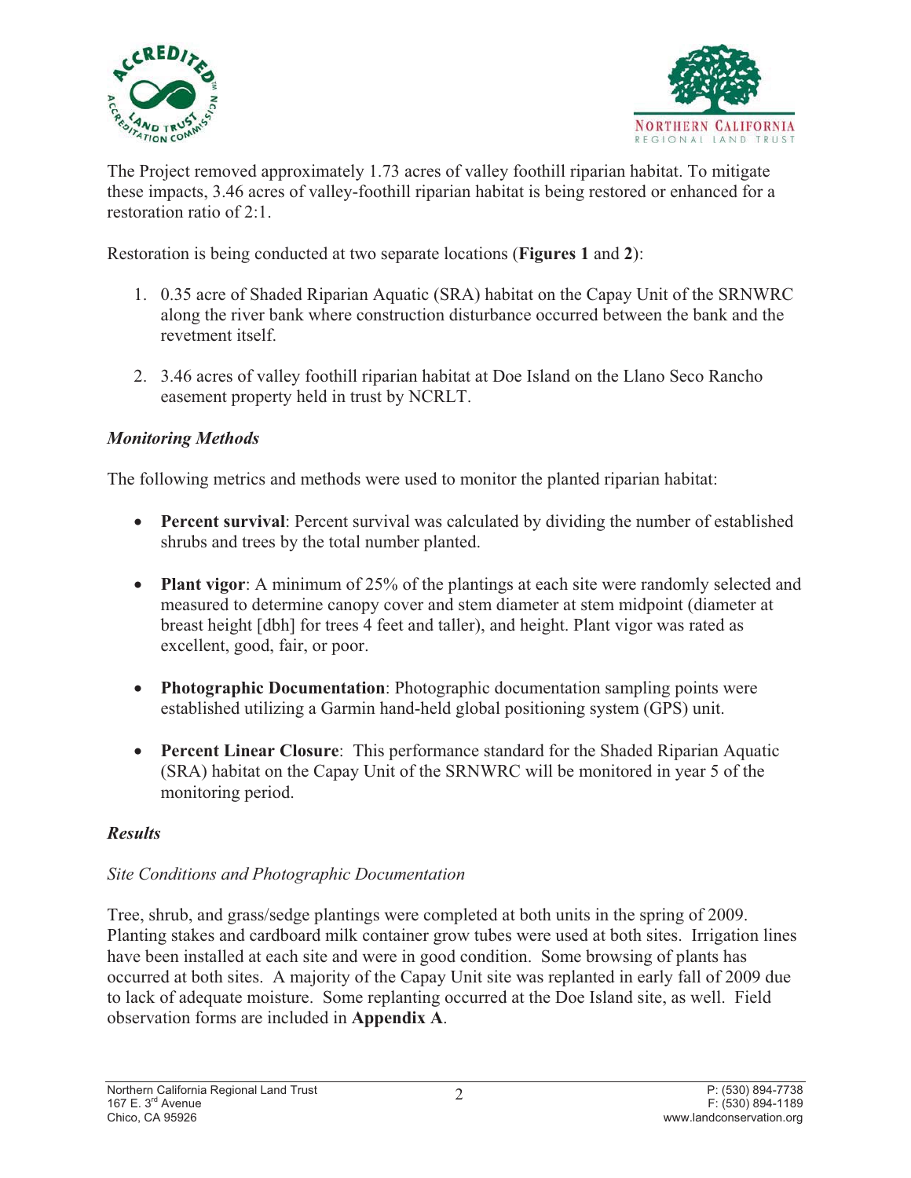The Project removed approximately 1.73 acres of valley foothill riparian habitat. To mitigate these impacts, 3.46 acres of valley-foothill riparian habitat is being restored or enhanced for a restoration ratio of 2:1.

Restoration is being conducted at two separate locations (**Figures 1** and **2**):

1. 0.35 acre of Shaded Riparian Aquatic (SRA) habitat on the Capay Unit of the SRNWRC along the river bank where construction disturbance occurred between the bank and the revetment itself.

2. 3.46 acres of valley foothill riparian habitat at Doe Island on the Llano Seco Rancho easement property held in trust by NCRLT.

### *Monitoring Methods*

The following metrics and methods were used to monitor the planted riparian habitat:

- **Percent survival**: Percent survival was calculated by dividing the number of established shrubs and trees by the total number planted.

- **Plant vigor**: A minimum of 25% of the plantings at each site were randomly selected and measured to determine canopy cover and stem diameter at stem midpoint (diameter at breast height [dbh] for trees 4 feet and taller), and height. Plant vigor was rated as excellent, good, fair, or poor.

- **Photographic Documentation**: Photographic documentation sampling points were established utilizing a Garmin hand-held global positioning system (GPS) unit.

- **Percent Linear Closure**: This performance standard for the Shaded Riparian Aquatic (SRA) habitat on the Capay Unit of the SRNWRC will be monitored in year 5 of the monitoring period.

### *Results*

#### *Site Conditions and Photographic Documentation*

Tree, shrub, and grass/sedge plantings were completed at both units in the spring of 2009. Planting stakes and cardboard milk container grow tubes were used at both sites. Irrigation lines have been installed at each site and were in good condition. Some browsing of plants has occurred at both sites. A majority of the Capay Unit site was replanted in early fall of 2009 due to lack of adequate moisture. Some replanting occurred at the Doe Island site, as well. Field observation forms are included in **Appendix A**.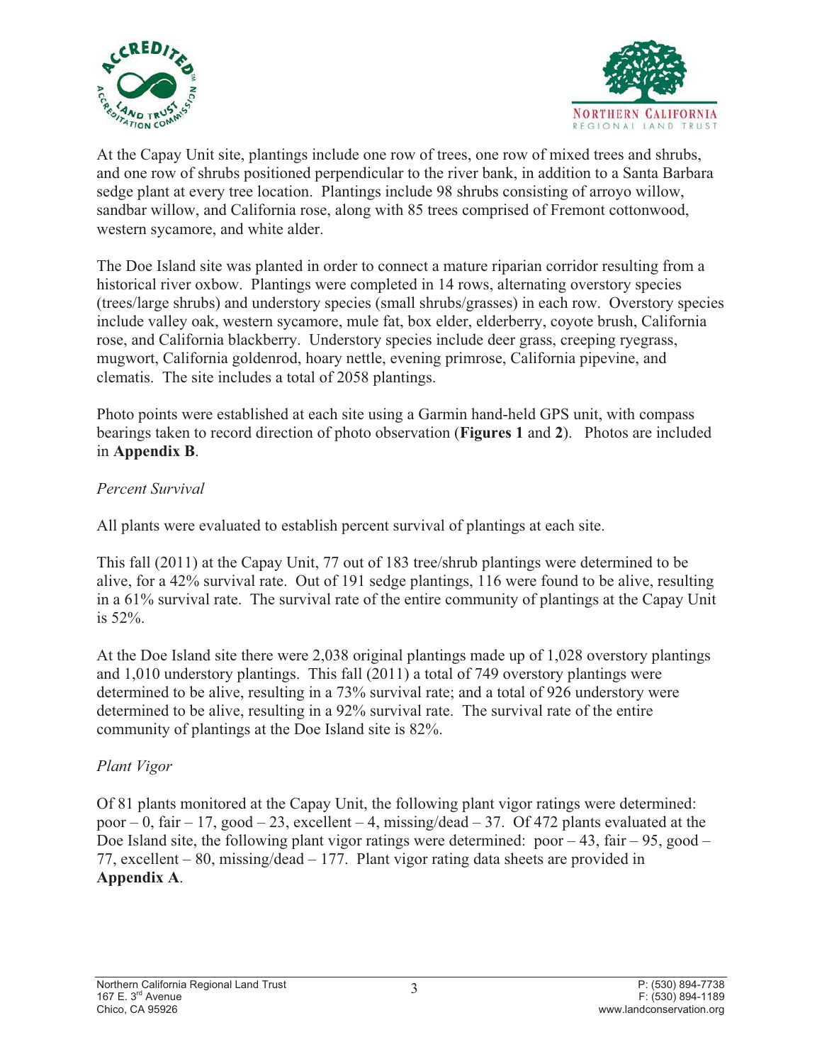At the Capay Unit site, plantings include one row of trees, one row of mixed trees and shrubs, and one row of shrubs positioned perpendicular to the river bank, in addition to a Santa Barbara sedge plant at every tree location. Plantings include 98 shrubs consisting of arroyo willow, sandbar willow, and California rose, along with 85 trees comprised of Fremont cottonwood, western sycamore, and white alder.

The Doe Island site was planted in order to connect a mature riparian corridor resulting from a historical river oxbow. Plantings were completed in 14 rows, alternating overstory species (trees/large shrubs) and understory species (small shrubs/grasses) in each row. Overstory species include valley oak, western sycamore, mule fat, box elder, elderberry, coyote brush, California rose, and California blackberry. Understory species include deer grass, creeping ryegrass, mugwort, California goldenrod, hoary nettle, evening primrose, California pipevine, and clematis. The site includes a total of 2058 plantings.

Photo points were established at each site using a Garmin hand-held GPS unit, with compass bearings taken to record direction of photo observation (**Figures 1** and **2**). Photos are included in **Appendix B**.

*Percent Survival*

All plants were evaluated to establish percent survival of plantings at each site.

This fall (2011) at the Capay Unit, 77 out of 183 tree/shrub plantings were determined to be alive, for a 42% survival rate. Out of 191 sedge plantings, 116 were found to be alive, resulting in a 61% survival rate. The survival rate of the entire community of plantings at the Capay Unit is 52%.

At the Doe Island site there were 2,038 original plantings made up of 1,028 overstory plantings and 1,010 understory plantings. This fall (2011) a total of 749 overstory plantings were determined to be alive, resulting in a 73% survival rate; and a total of 926 understory were determined to be alive, resulting in a 92% survival rate. The survival rate of the entire community of plantings at the Doe Island site is 82%.

*Plant Vigor*

Of 81 plants monitored at the Capay Unit, the following plant vigor ratings were determined: poor – 0, fair – 17, good – 23, excellent – 4, missing/dead – 37. Of 472 plants evaluated at the Doe Island site, the following plant vigor ratings were determined: poor – 43, fair – 95, good – 77, excellent – 80, missing/dead – 177. Plant vigor rating data sheets are provided in **Appendix A**.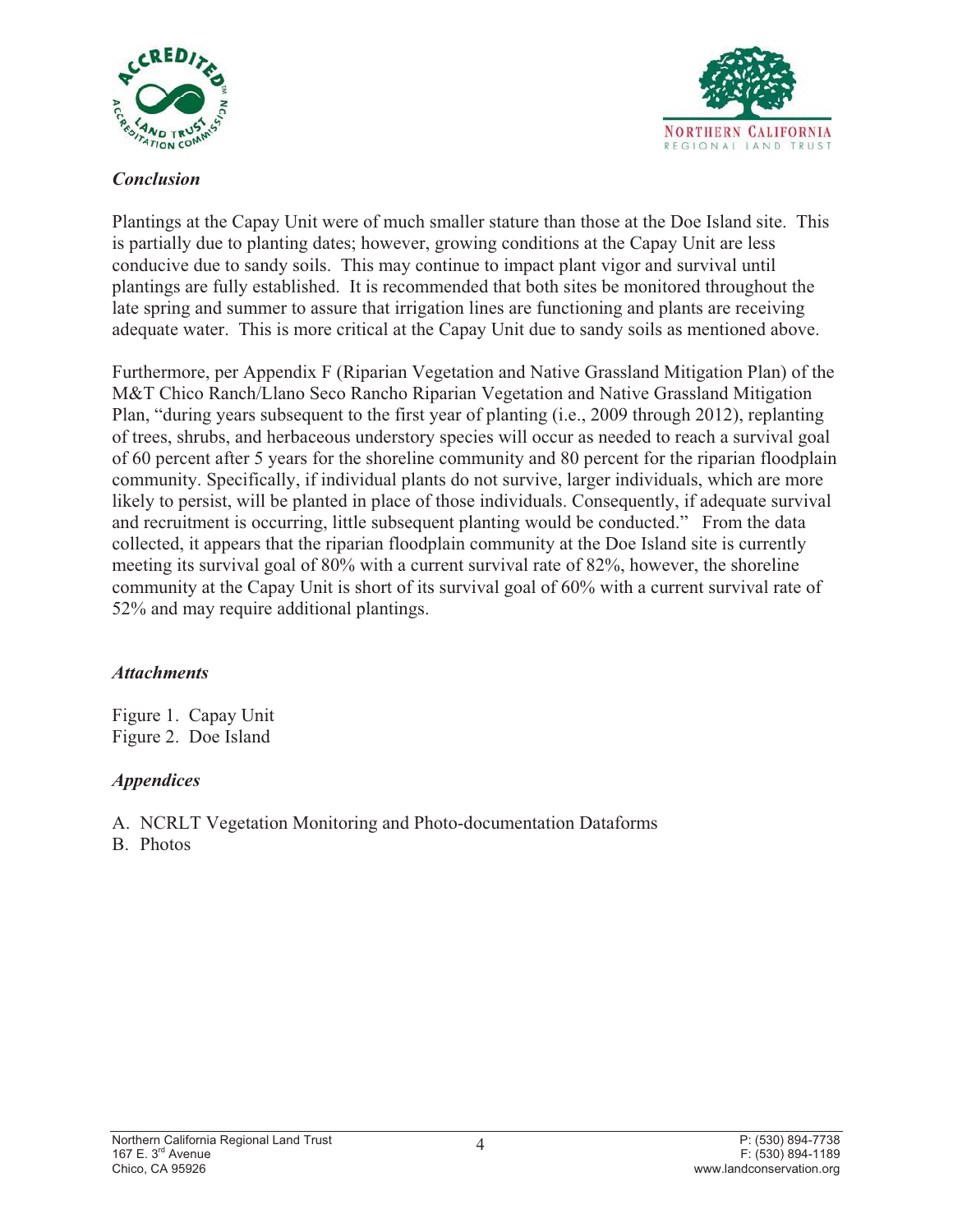### *Conclusion*

Plantings at the Capay Unit were of much smaller stature than those at the Doe Island site. This is partially due to planting dates; however, growing conditions at the Capay Unit are less conducive due to sandy soils. This may continue to impact plant vigor and survival until plantings are fully established. It is recommended that both sites be monitored throughout the late spring and summer to assure that irrigation lines are functioning and plants are receiving adequate water. This is more critical at the Capay Unit due to sandy soils as mentioned above.

Furthermore, per Appendix F (Riparian Vegetation and Native Grassland Mitigation Plan) of the M&T Chico Ranch/Llano Seco Rancho Riparian Vegetation and Native Grassland Mitigation Plan, "during years subsequent to the first year of planting (i.e., 2009 through 2012), replanting of trees, shrubs, and herbaceous understory species will occur as needed to reach a survival goal of 60 percent after 5 years for the shoreline community and 80 percent for the riparian floodplain community. Specifically, if individual plants do not survive, larger individuals, which are more likely to persist, will be planted in place of those individuals. Consequently, if adequate survival and recruitment is occurring, little subsequent planting would be conducted." From the data collected, it appears that the riparian floodplain community at the Doe Island site is currently meeting its survival goal of 80% with a current survival rate of 82%, however, the shoreline community at the Capay Unit is short of its survival goal of 60% with a current survival rate of 52% and may require additional plantings.

### *Attachments*

Figure 1. Capay Unit
Figure 2. Doe Island

### *Appendices*

A. NCRLT Vegetation Monitoring and Photo-documentation Dataforms
B. Photos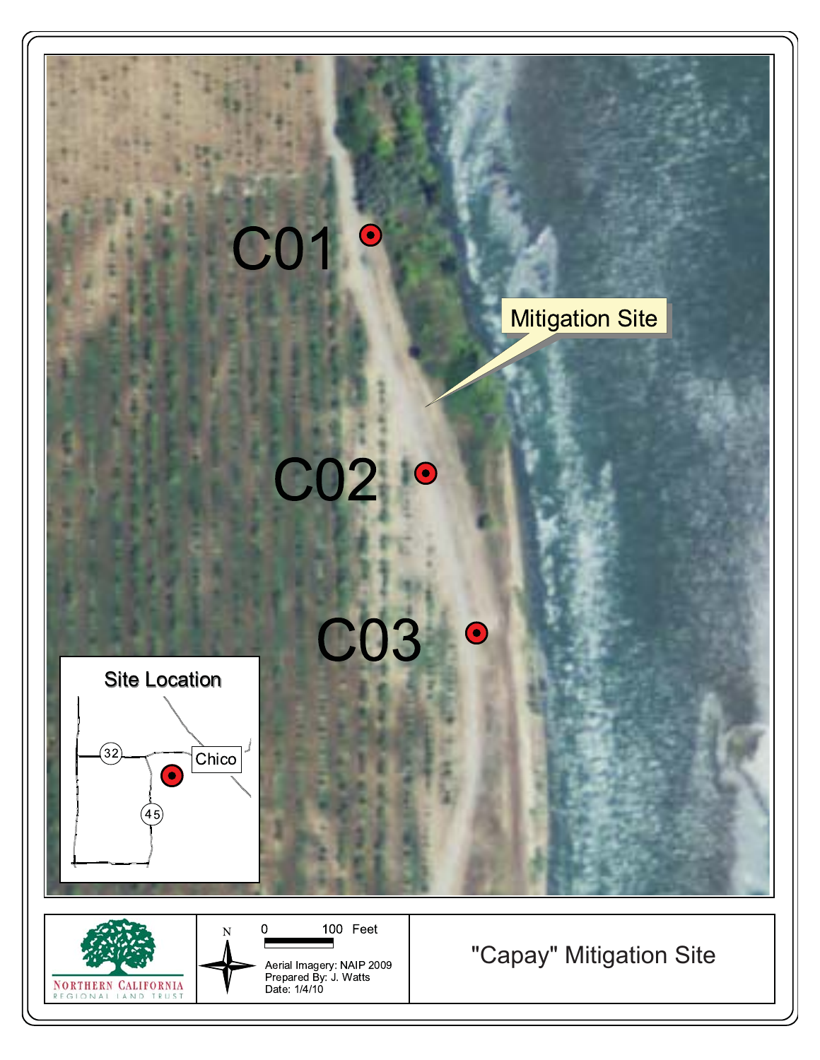C01

Mitigation Site

C02

C03

Site Location

32

Chico

45

NORTHERN CALIFORNIA
REGIONAL LAND TRUST

N

0 100 Feet

Aerial Imagery: NAIP 2009
Prepared By: J. Watts
Date: 1/4/10

"Capay" Mitigation Site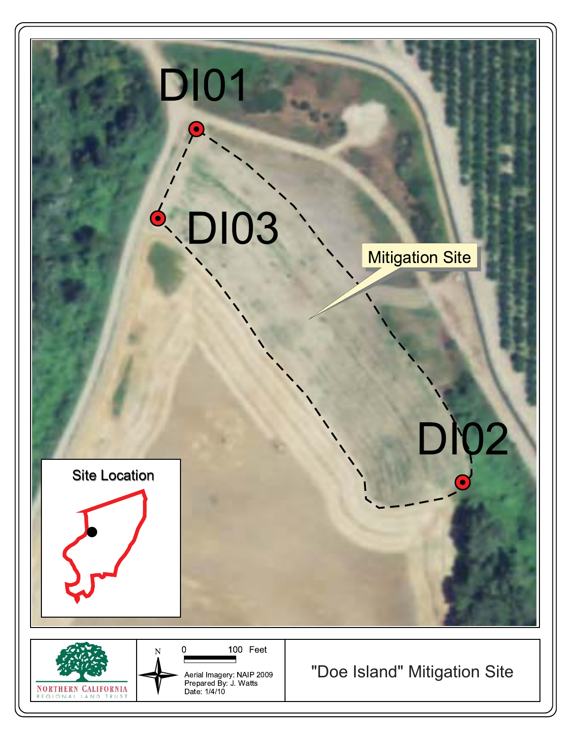DI01

DI03

Mitigation Site

DI02

Site Location

NORTHERN CALIFORNIA
REGIONAL LAND TRUST

N

0 100 Feet

Aerial Imagery: NAIP 2009
Prepared By: J. Watts
Date: 1/4/10

"Doe Island" Mitigation Site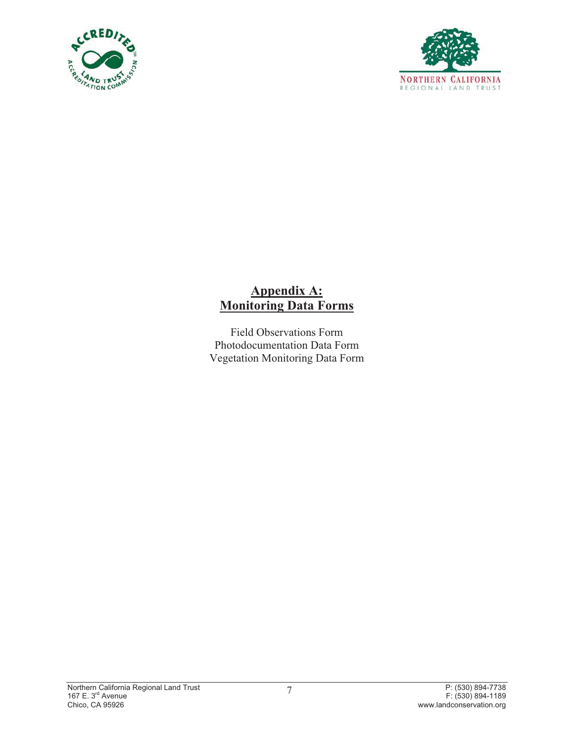# Appendix A: Monitoring Data Forms

Field Observations Form
Photodocumentation Data Form
Vegetation Monitoring Data Form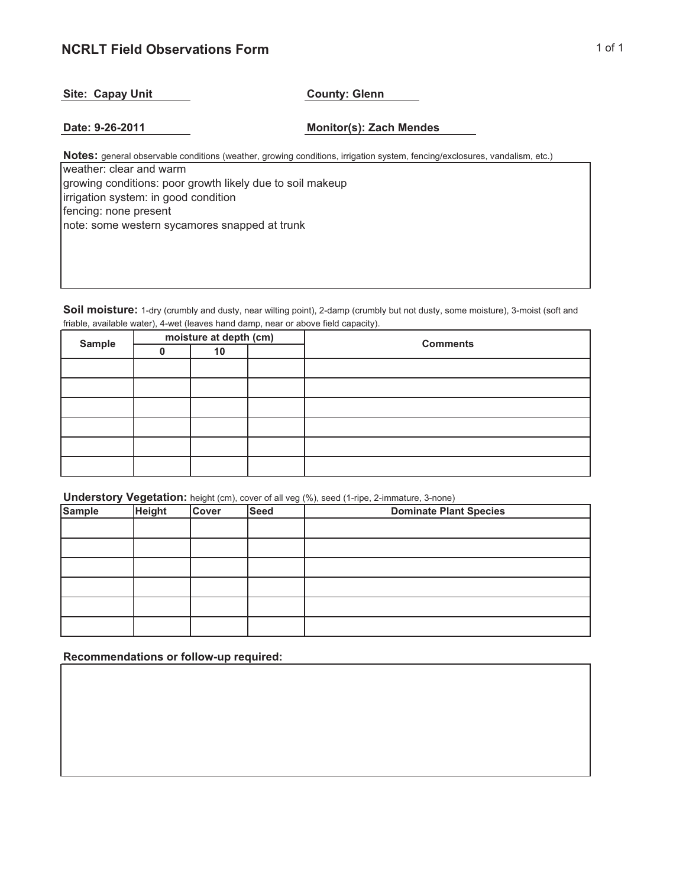## NCRLT Field Observations Form

**Site: Capay Unit**

**County: Glenn**

**Date: 9-26-2011**

**Monitor(s): Zach Mendes**

**Notes:** general observable conditions (weather, growing conditions, irrigation system, fencing/exclosures, vandalism, etc.)

weather: clear and warm
growing conditions: poor growth likely due to soil makeup
irrigation system: in good condition
fencing: none present
note: some western sycamores snapped at trunk

**Soil moisture:** 1-dry (crumbly and dusty, near wilting point), 2-damp (crumbly but not dusty, some moisture), 3-moist (soft and friable, available water), 4-wet (leaves hand damp, near or above field capacity).

| Sample | moisture at depth (cm) | | | Comments |
|---|---|---|---|---|
| | 0 | 10 | | |
| | | | | |
| | | | | |
| | | | | |
| | | | | |
| | | | | |
| | | | | |

**Understory Vegetation:** height (cm), cover of all veg (%), seed (1-ripe, 2-immature, 3-none)

| Sample | Height | Cover | Seed | Dominate Plant Species |
|---|---|---|---|---|
| | | | | |
| | | | | |
| | | | | |
| | | | | |
| | | | | |
| | | | | |

**Recommendations or follow-up required:**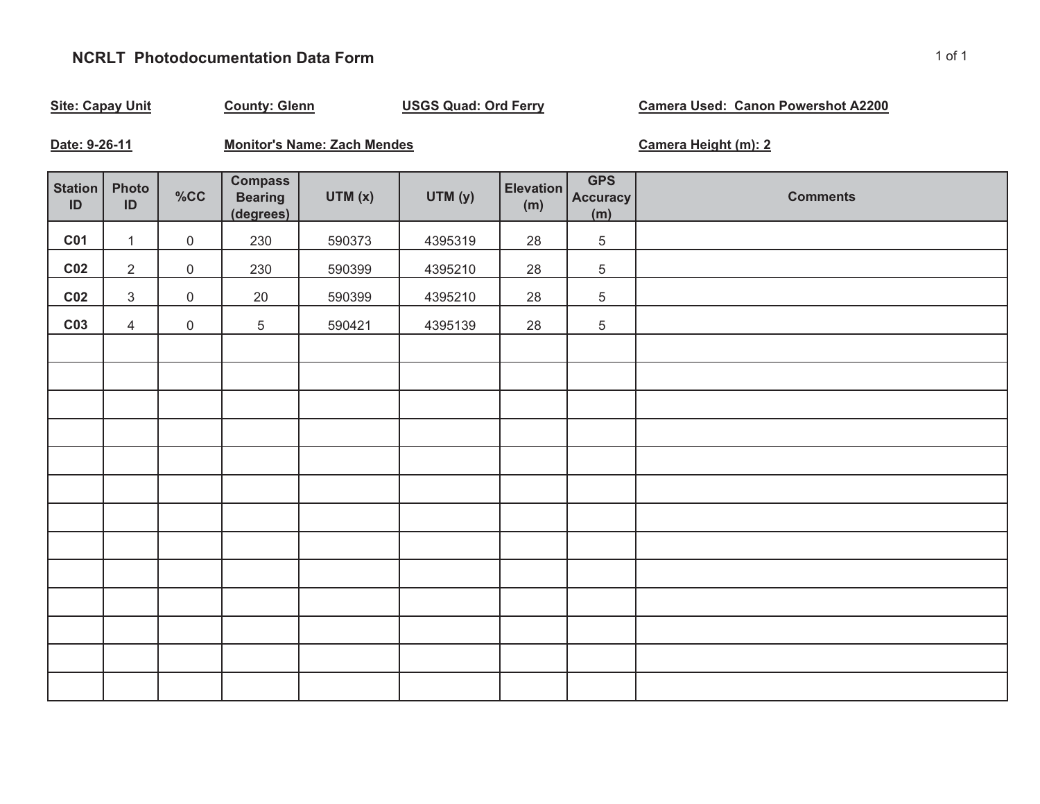## NCRLT Photodocumentation Data Form

**Site: Capay Unit** | **County: Glenn** | **USGS Quad: Ord Ferry** | **Camera Used: Canon Powershot A2200**

**Date: 9-26-11** | **Monitor's Name: Zach Mendes** | **Camera Height (m): 2**

| Station ID | Photo ID | %CC | Compass Bearing (degrees) | UTM (x) | UTM (y) | Elevation (m) | GPS Accuracy (m) | Comments |
|---|---|---|---|---|---|---|---|---|
| C01 | 1 | 0 | 230 | 590373 | 4395319 | 28 | 5 | |
| C02 | 2 | 0 | 230 | 590399 | 4395210 | 28 | 5 | |
| C02 | 3 | 0 | 20 | 590399 | 4395210 | 28 | 5 | |
| C03 | 4 | 0 | 5 | 590421 | 4395139 | 28 | 5 | |
| | | | | | | | | |
| | | | | | | | | |
| | | | | | | | | |
| | | | | | | | | |
| | | | | | | | | |
| | | | | | | | | |
| | | | | | | | | |
| | | | | | | | | |
| | | | | | | | | |
| | | | | | | | | |
| | | | | | | | | |
| | | | | | | | | |
| | | | | | | | | |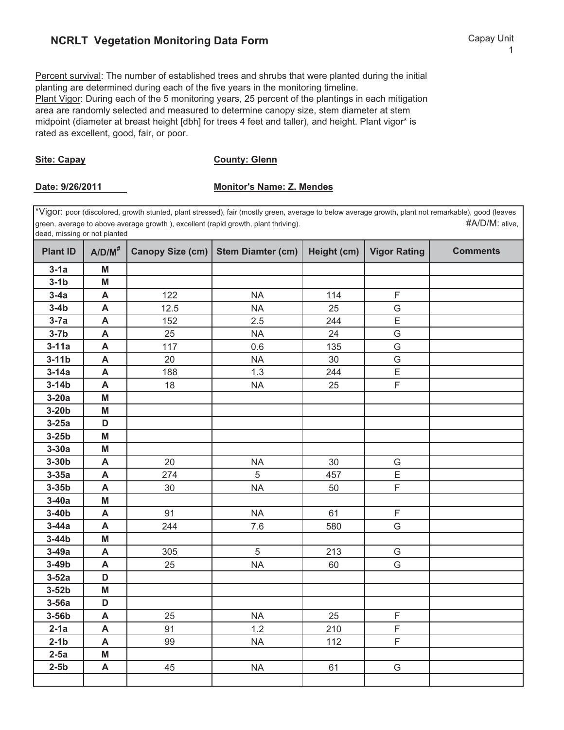## NCRLT Vegetation Monitoring Data Form

Capay Unit 1

Percent survival: The number of established trees and shrubs that were planted during the initial planting are determined during each of the five years in the monitoring timeline.
Plant Vigor: During each of the 5 monitoring years, 25 percent of the plantings in each mitigation area are randomly selected and measured to determine canopy size, stem diameter at stem midpoint (diameter at breast height [dbh] for trees 4 feet and taller), and height. Plant vigor* is rated as excellent, good, fair, or poor.

**Site: Capay** **County: Glenn**

**Date: 9/26/2011** **Monitor's Name: Z. Mendes**

*Vigor: poor (discolored, growth stunted, plant stressed), fair (mostly green, average to below average growth, plant not remarkable), good (leaves green, average to above average growth ), excellent (rapid growth, plant thriving). #A/D/M: alive, dead, missing or not planted

| Plant ID | A/D/M# | Canopy Size (cm) | Stem Diamter (cm) | Height (cm) | Vigor Rating | Comments |
|---|---|---|---|---|---|---|
| 3-1a | M | | | | | |
| 3-1b | M | | | | | |
| 3-4a | A | 122 | NA | 114 | F | |
| 3-4b | A | 12.5 | NA | 25 | G | |
| 3-7a | A | 152 | 2.5 | 244 | E | |
| 3-7b | A | 25 | NA | 24 | G | |
| 3-11a | A | 117 | 0.6 | 135 | G | |
| 3-11b | A | 20 | NA | 30 | G | |
| 3-14a | A | 188 | 1.3 | 244 | E | |
| 3-14b | A | 18 | NA | 25 | F | |
| 3-20a | M | | | | | |
| 3-20b | M | | | | | |
| 3-25a | D | | | | | |
| 3-25b | M | | | | | |
| 3-30a | M | | | | | |
| 3-30b | A | 20 | NA | 30 | G | |
| 3-35a | A | 274 | 5 | 457 | E | |
| 3-35b | A | 30 | NA | 50 | F | |
| 3-40a | M | | | | | |
| 3-40b | A | 91 | NA | 61 | F | |
| 3-44a | A | 244 | 7.6 | 580 | G | |
| 3-44b | M | | | | | |
| 3-49a | A | 305 | 5 | 213 | G | |
| 3-49b | A | 25 | NA | 60 | G | |
| 3-52a | D | | | | | |
| 3-52b | M | | | | | |
| 3-56a | D | | | | | |
| 3-56b | A | 25 | NA | 25 | F | |
| 2-1a | A | 91 | 1.2 | 210 | F | |
| 2-1b | A | 99 | NA | 112 | F | |
| 2-5a | M | | | | | |
| 2-5b | A | 45 | NA | 61 | G | |
| | | | | | | |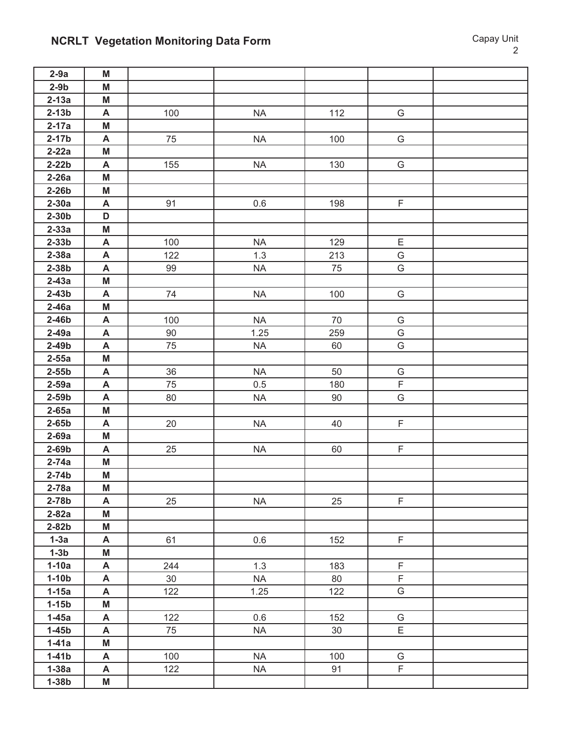## NCRLT Vegetation Monitoring Data Form

Capay Unit 2

| | | | | | | |
|---|---|---|---|---|---|---|
| **2-9a** | **M** | | | | | |
| **2-9b** | **M** | | | | | |
| **2-13a** | **M** | | | | | |
| **2-13b** | **A** | 100 | NA | 112 | G | |
| **2-17a** | **M** | | | | | |
| **2-17b** | **A** | 75 | NA | 100 | G | |
| **2-22a** | **M** | | | | | |
| **2-22b** | **A** | 155 | NA | 130 | G | |
| **2-26a** | **M** | | | | | |
| **2-26b** | **M** | | | | | |
| **2-30a** | **A** | 91 | 0.6 | 198 | F | |
| **2-30b** | **D** | | | | | |
| **2-33a** | **M** | | | | | |
| **2-33b** | **A** | 100 | NA | 129 | E | |
| **2-38a** | **A** | 122 | 1.3 | 213 | G | |
| **2-38b** | **A** | 99 | NA | 75 | G | |
| **2-43a** | **M** | | | | | |
| **2-43b** | **A** | 74 | NA | 100 | G | |
| **2-46a** | **M** | | | | | |
| **2-46b** | **A** | 100 | NA | 70 | G | |
| **2-49a** | **A** | 90 | 1.25 | 259 | G | |
| **2-49b** | **A** | 75 | NA | 60 | G | |
| **2-55a** | **M** | | | | | |
| **2-55b** | **A** | 36 | NA | 50 | G | |
| **2-59a** | **A** | 75 | 0.5 | 180 | F | |
| **2-59b** | **A** | 80 | NA | 90 | G | |
| **2-65a** | **M** | | | | | |
| **2-65b** | **A** | 20 | NA | 40 | F | |
| **2-69a** | **M** | | | | | |
| **2-69b** | **A** | 25 | NA | 60 | F | |
| **2-74a** | **M** | | | | | |
| **2-74b** | **M** | | | | | |
| **2-78a** | **M** | | | | | |
| **2-78b** | **A** | 25 | NA | 25 | F | |
| **2-82a** | **M** | | | | | |
| **2-82b** | **M** | | | | | |
| **1-3a** | **A** | 61 | 0.6 | 152 | F | |
| **1-3b** | **M** | | | | | |
| **1-10a** | **A** | 244 | 1.3 | 183 | F | |
| **1-10b** | **A** | 30 | NA | 80 | F | |
| **1-15a** | **A** | 122 | 1.25 | 122 | G | |
| **1-15b** | **M** | | | | | |
| **1-45a** | **A** | 122 | 0.6 | 152 | G | |
| **1-45b** | **A** | 75 | NA | 30 | E | |
| **1-41a** | **M** | | | | | |
| **1-41b** | **A** | 100 | NA | 100 | G | |
| **1-38a** | **A** | 122 | NA | 91 | F | |
| **1-38b** | **M** | | | | | |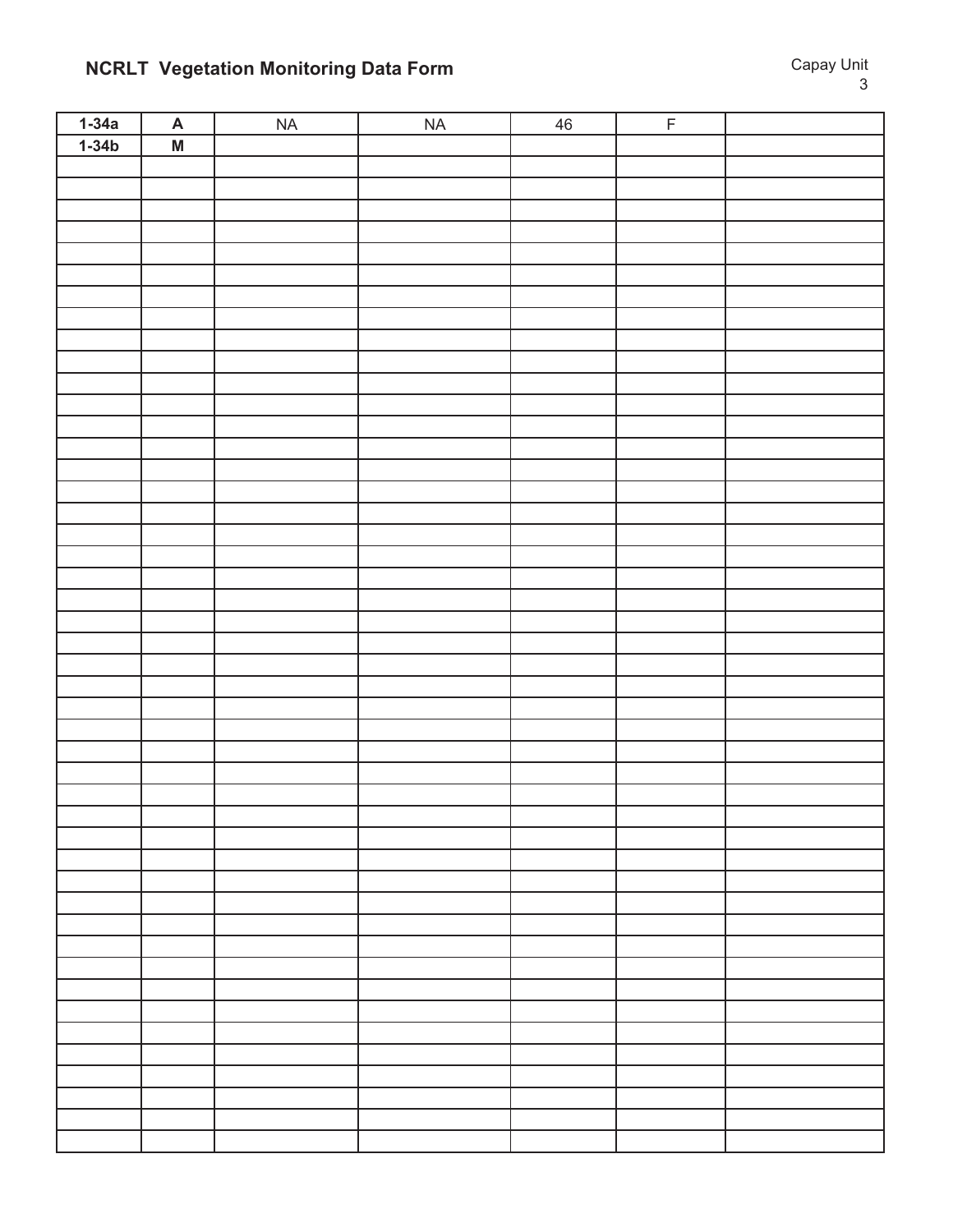**NCRLT Vegetation Monitoring Data Form**

Capay Unit
3

| **1-34a** | **A** | NA | NA | 46 | F | |
|---|---|---|---|---|---|---|
| **1-34b** | **M** | | | | | |
| | | | | | | |
| | | | | | | |
| | | | | | | |
| | | | | | | |
| | | | | | | |
| | | | | | | |
| | | | | | | |
| | | | | | | |
| | | | | | | |
| | | | | | | |
| | | | | | | |
| | | | | | | |
| | | | | | | |
| | | | | | | |
| | | | | | | |
| | | | | | | |
| | | | | | | |
| | | | | | | |
| | | | | | | |
| | | | | | | |
| | | | | | | |
| | | | | | | |
| | | | | | | |
| | | | | | | |
| | | | | | | |
| | | | | | | |
| | | | | | | |
| | | | | | | |
| | | | | | | |
| | | | | | | |
| | | | | | | |
| | | | | | | |
| | | | | | | |
| | | | | | | |
| | | | | | | |
| | | | | | | |
| | | | | | | |
| | | | | | | |
| | | | | | | |
| | | | | | | |
| | | | | | | |
| | | | | | | |
| | | | | | | |
| | | | | | | |
| | | | | | | |
| | | | | | | |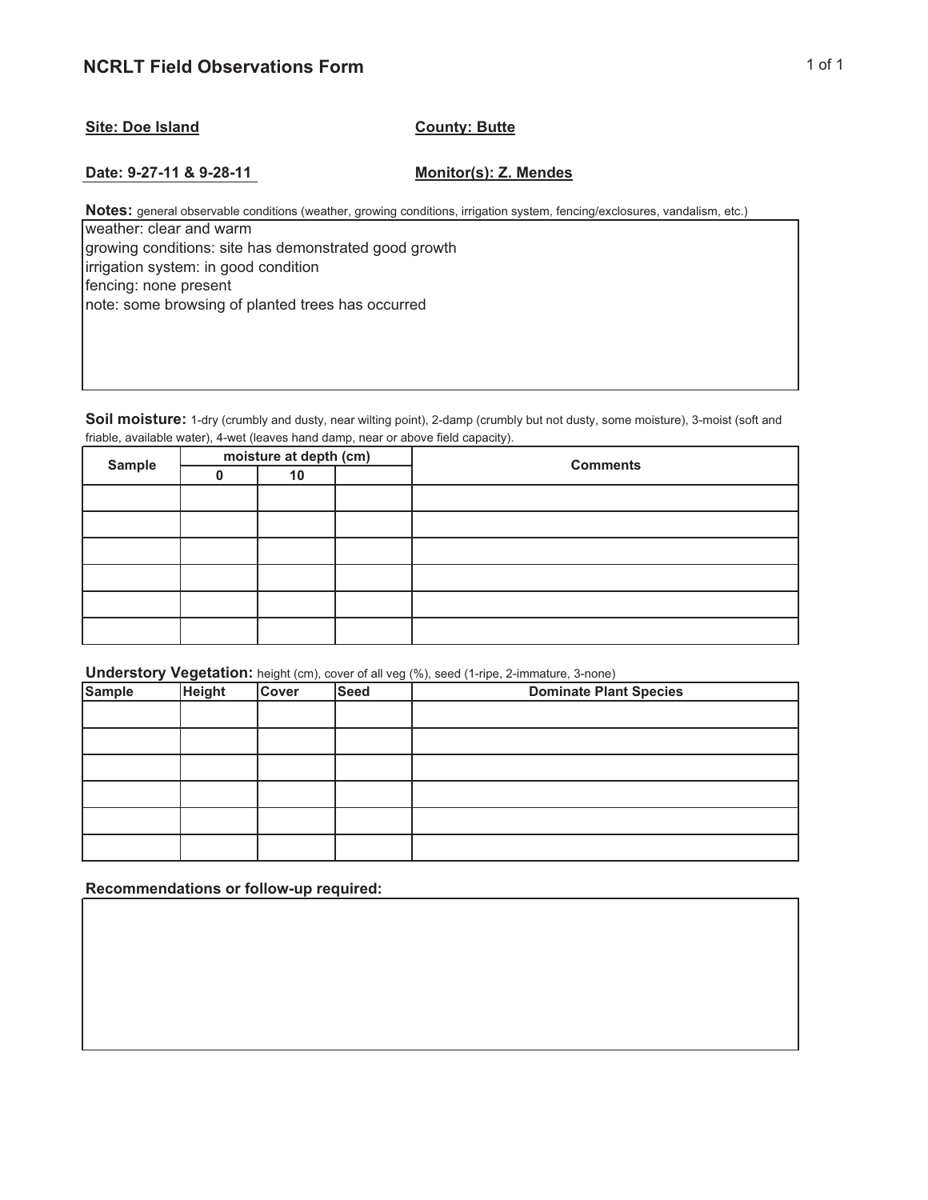# NCRLT Field Observations Form

**Site: Doe Island** | **County: Butte**

**Date: 9-27-11 & 9-28-11** | **Monitor(s): Z. Mendes**

**Notes:** general observable conditions (weather, growing conditions, irrigation system, fencing/exclosures, vandalism, etc.)

weather: clear and warm
growing conditions: site has demonstrated good growth
irrigation system: in good condition
fencing: none present
note: some browsing of planted trees has occurred

**Soil moisture:** 1-dry (crumbly and dusty, near wilting point), 2-damp (crumbly but not dusty, some moisture), 3-moist (soft and friable, available water), 4-wet (leaves hand damp, near or above field capacity).

| Sample | moisture at depth (cm) | | | Comments |
|---|---|---|---|---|
| | 0 | 10 | | |
| | | | | |
| | | | | |
| | | | | |
| | | | | |
| | | | | |
| | | | | |

**Understory Vegetation:** height (cm), cover of all veg (%), seed (1-ripe, 2-immature, 3-none)

| Sample | Height | Cover | Seed | Dominate Plant Species |
|---|---|---|---|---|
| | | | | |
| | | | | |
| | | | | |
| | | | | |
| | | | | |
| | | | | |

**Recommendations or follow-up required:**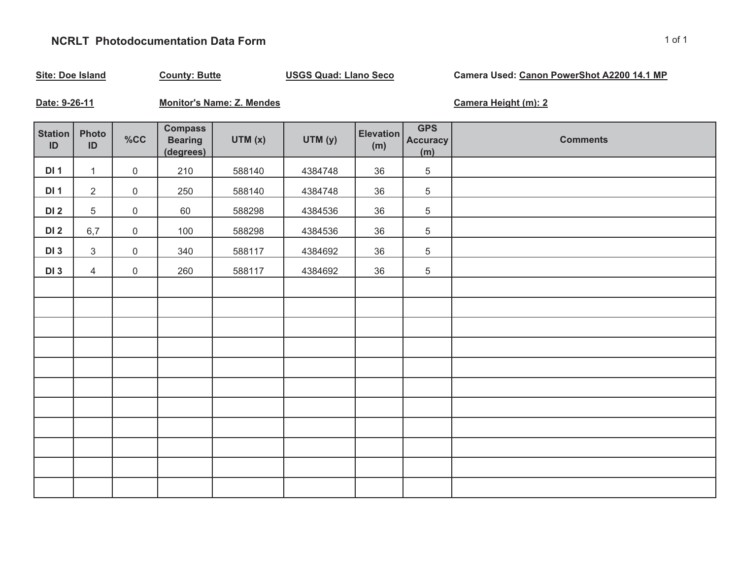# NCRLT Photodocumentation Data Form

**Site: Doe Island** **County: Butte** **USGS Quad: Llano Seco** **Camera Used: Canon PowerShot A2200 14.1 MP**

**Date: 9-26-11** **Monitor's Name: Z. Mendes** **Camera Height (m): 2**

| Station ID | Photo ID | %CC | Compass Bearing (degrees) | UTM (x) | UTM (y) | Elevation (m) | GPS Accuracy (m) | Comments |
|---|---|---|---|---|---|---|---|---|
| DI 1 | 1 | 0 | 210 | 588140 | 4384748 | 36 | 5 | |
| DI 1 | 2 | 0 | 250 | 588140 | 4384748 | 36 | 5 | |
| DI 2 | 5 | 0 | 60 | 588298 | 4384536 | 36 | 5 | |
| DI 2 | 6,7 | 0 | 100 | 588298 | 4384536 | 36 | 5 | |
| DI 3 | 3 | 0 | 340 | 588117 | 4384692 | 36 | 5 | |
| DI 3 | 4 | 0 | 260 | 588117 | 4384692 | 36 | 5 | |
| | | | | | | | | |
| | | | | | | | | |
| | | | | | | | | |
| | | | | | | | | |
| | | | | | | | | |
| | | | | | | | | |
| | | | | | | | | |
| | | | | | | | | |
| | | | | | | | | |
| | | | | | | | | |
| | | | | | | | | |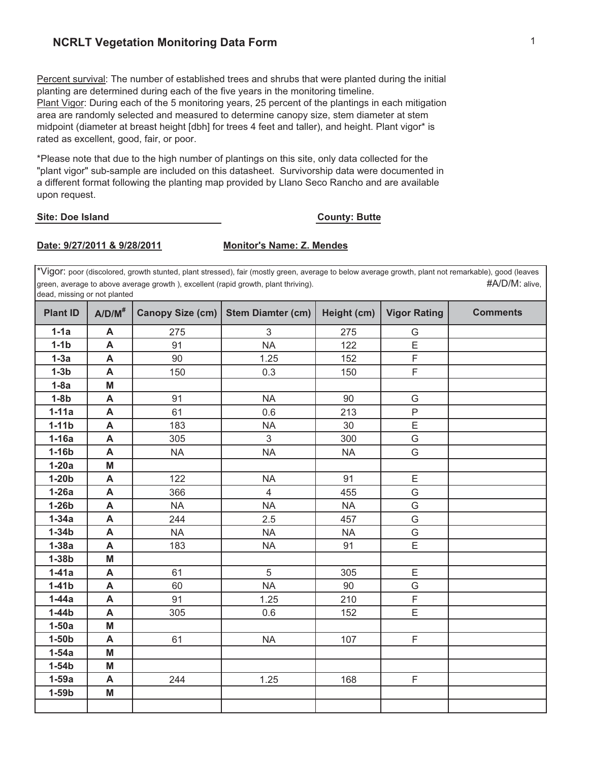## NCRLT Vegetation Monitoring Data Form

Percent survival: The number of established trees and shrubs that were planted during the initial planting are determined during each of the five years in the monitoring timeline.
Plant Vigor: During each of the 5 monitoring years, 25 percent of the plantings in each mitigation area are randomly selected and measured to determine canopy size, stem diameter at stem midpoint (diameter at breast height [dbh] for trees 4 feet and taller), and height. Plant vigor* is rated as excellent, good, fair, or poor.

*Please note that due to the high number of plantings on this site, only data collected for the "plant vigor" sub-sample are included on this datasheet. Survivorship data were documented in a different format following the planting map provided by Llano Seco Rancho and are available upon request.

**Site: Doe Island** **County: Butte**

**Date: 9/27/2011 & 9/28/2011** **Monitor's Name: Z. Mendes**

*Vigor: poor (discolored, growth stunted, plant stressed), fair (mostly green, average to below average growth, plant not remarkable), good (leaves green, average to above average growth ), excellent (rapid growth, plant thriving). #A/D/M: alive, dead, missing or not planted

| Plant ID | A/D/M# | Canopy Size (cm) | Stem Diamter (cm) | Height (cm) | Vigor Rating | Comments |
|---|---|---|---|---|---|---|
| 1-1a | A | 275 | 3 | 275 | G | |
| 1-1b | A | 91 | NA | 122 | E | |
| 1-3a | A | 90 | 1.25 | 152 | F | |
| 1-3b | A | 150 | 0.3 | 150 | F | |
| 1-8a | M | | | | | |
| 1-8b | A | 91 | NA | 90 | G | |
| 1-11a | A | 61 | 0.6 | 213 | P | |
| 1-11b | A | 183 | NA | 30 | E | |
| 1-16a | A | 305 | 3 | 300 | G | |
| 1-16b | A | NA | NA | NA | G | |
| 1-20a | M | | | | | |
| 1-20b | A | 122 | NA | 91 | E | |
| 1-26a | A | 366 | 4 | 455 | G | |
| 1-26b | A | NA | NA | NA | G | |
| 1-34a | A | 244 | 2.5 | 457 | G | |
| 1-34b | A | NA | NA | NA | G | |
| 1-38a | A | 183 | NA | 91 | E | |
| 1-38b | M | | | | | |
| 1-41a | A | 61 | 5 | 305 | E | |
| 1-41b | A | 60 | NA | 90 | G | |
| 1-44a | A | 91 | 1.25 | 210 | F | |
| 1-44b | A | 305 | 0.6 | 152 | E | |
| 1-50a | M | | | | | |
| 1-50b | A | 61 | NA | 107 | F | |
| 1-54a | M | | | | | |
| 1-54b | M | | | | | |
| 1-59a | A | 244 | 1.25 | 168 | F | |
| 1-59b | M | | | | | |
| | | | | | | |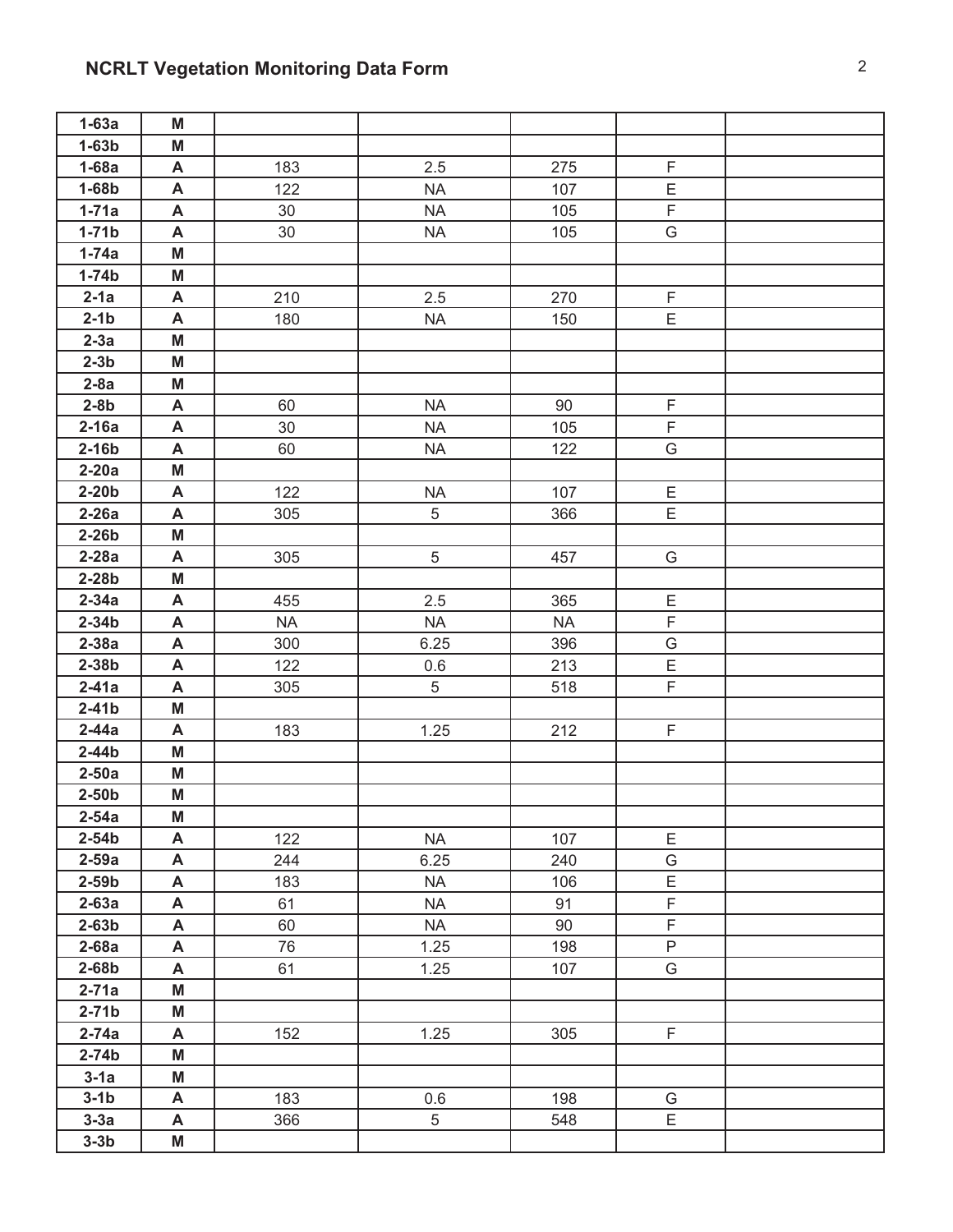## NCRLT Vegetation Monitoring Data Form

| | | | | | | |
|---|---|---|---|---|---|---|
| **1-63a** | **M** | | | | | |
| **1-63b** | **M** | | | | | |
| **1-68a** | **A** | 183 | 2.5 | 275 | F | |
| **1-68b** | **A** | 122 | NA | 107 | E | |
| **1-71a** | **A** | 30 | NA | 105 | F | |
| **1-71b** | **A** | 30 | NA | 105 | G | |
| **1-74a** | **M** | | | | | |
| **1-74b** | **M** | | | | | |
| **2-1a** | **A** | 210 | 2.5 | 270 | F | |
| **2-1b** | **A** | 180 | NA | 150 | E | |
| **2-3a** | **M** | | | | | |
| **2-3b** | **M** | | | | | |
| **2-8a** | **M** | | | | | |
| **2-8b** | **A** | 60 | NA | 90 | F | |
| **2-16a** | **A** | 30 | NA | 105 | F | |
| **2-16b** | **A** | 60 | NA | 122 | G | |
| **2-20a** | **M** | | | | | |
| **2-20b** | **A** | 122 | NA | 107 | E | |
| **2-26a** | **A** | 305 | 5 | 366 | E | |
| **2-26b** | **M** | | | | | |
| **2-28a** | **A** | 305 | 5 | 457 | G | |
| **2-28b** | **M** | | | | | |
| **2-34a** | **A** | 455 | 2.5 | 365 | E | |
| **2-34b** | **A** | NA | NA | NA | F | |
| **2-38a** | **A** | 300 | 6.25 | 396 | G | |
| **2-38b** | **A** | 122 | 0.6 | 213 | E | |
| **2-41a** | **A** | 305 | 5 | 518 | F | |
| **2-41b** | **M** | | | | | |
| **2-44a** | **A** | 183 | 1.25 | 212 | F | |
| **2-44b** | **M** | | | | | |
| **2-50a** | **M** | | | | | |
| **2-50b** | **M** | | | | | |
| **2-54a** | **M** | | | | | |
| **2-54b** | **A** | 122 | NA | 107 | E | |
| **2-59a** | **A** | 244 | 6.25 | 240 | G | |
| **2-59b** | **A** | 183 | NA | 106 | E | |
| **2-63a** | **A** | 61 | NA | 91 | F | |
| **2-63b** | **A** | 60 | NA | 90 | F | |
| **2-68a** | **A** | 76 | 1.25 | 198 | P | |
| **2-68b** | **A** | 61 | 1.25 | 107 | G | |
| **2-71a** | **M** | | | | | |
| **2-71b** | **M** | | | | | |
| **2-74a** | **A** | 152 | 1.25 | 305 | F | |
| **2-74b** | **M** | | | | | |
| **3-1a** | **M** | | | | | |
| **3-1b** | **A** | 183 | 0.6 | 198 | G | |
| **3-3a** | **A** | 366 | 5 | 548 | E | |
| **3-3b** | **M** | | | | | |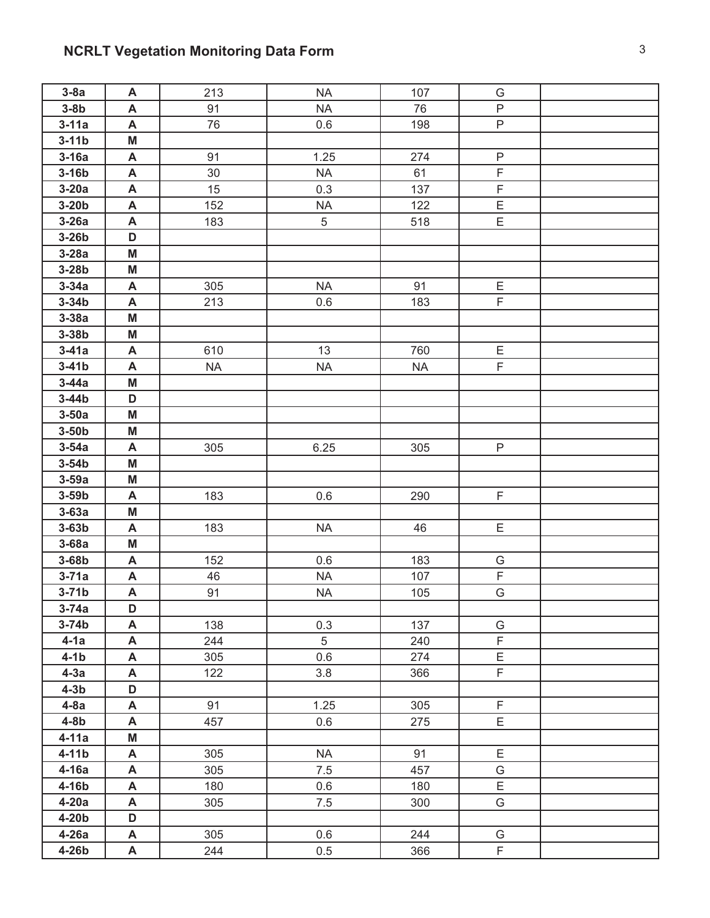## NCRLT Vegetation Monitoring Data Form

| | | | | | | |
|---|---|---|---|---|---|---|
| **3-8a** | **A** | 213 | NA | 107 | G | |
| **3-8b** | **A** | 91 | NA | 76 | P | |
| **3-11a** | **A** | 76 | 0.6 | 198 | P | |
| **3-11b** | **M** | | | | | |
| **3-16a** | **A** | 91 | 1.25 | 274 | P | |
| **3-16b** | **A** | 30 | NA | 61 | F | |
| **3-20a** | **A** | 15 | 0.3 | 137 | F | |
| **3-20b** | **A** | 152 | NA | 122 | E | |
| **3-26a** | **A** | 183 | 5 | 518 | E | |
| **3-26b** | **D** | | | | | |
| **3-28a** | **M** | | | | | |
| **3-28b** | **M** | | | | | |
| **3-34a** | **A** | 305 | NA | 91 | E | |
| **3-34b** | **A** | 213 | 0.6 | 183 | F | |
| **3-38a** | **M** | | | | | |
| **3-38b** | **M** | | | | | |
| **3-41a** | **A** | 610 | 13 | 760 | E | |
| **3-41b** | **A** | NA | NA | NA | F | |
| **3-44a** | **M** | | | | | |
| **3-44b** | **D** | | | | | |
| **3-50a** | **M** | | | | | |
| **3-50b** | **M** | | | | | |
| **3-54a** | **A** | 305 | 6.25 | 305 | P | |
| **3-54b** | **M** | | | | | |
| **3-59a** | **M** | | | | | |
| **3-59b** | **A** | 183 | 0.6 | 290 | F | |
| **3-63a** | **M** | | | | | |
| **3-63b** | **A** | 183 | NA | 46 | E | |
| **3-68a** | **M** | | | | | |
| **3-68b** | **A** | 152 | 0.6 | 183 | G | |
| **3-71a** | **A** | 46 | NA | 107 | F | |
| **3-71b** | **A** | 91 | NA | 105 | G | |
| **3-74a** | **D** | | | | | |
| **3-74b** | **A** | 138 | 0.3 | 137 | G | |
| **4-1a** | **A** | 244 | 5 | 240 | F | |
| **4-1b** | **A** | 305 | 0.6 | 274 | E | |
| **4-3a** | **A** | 122 | 3.8 | 366 | F | |
| **4-3b** | **D** | | | | | |
| **4-8a** | **A** | 91 | 1.25 | 305 | F | |
| **4-8b** | **A** | 457 | 0.6 | 275 | E | |
| **4-11a** | **M** | | | | | |
| **4-11b** | **A** | 305 | NA | 91 | E | |
| **4-16a** | **A** | 305 | 7.5 | 457 | G | |
| **4-16b** | **A** | 180 | 0.6 | 180 | E | |
| **4-20a** | **A** | 305 | 7.5 | 300 | G | |
| **4-20b** | **D** | | | | | |
| **4-26a** | **A** | 305 | 0.6 | 244 | G | |
| **4-26b** | **A** | 244 | 0.5 | 366 | F | |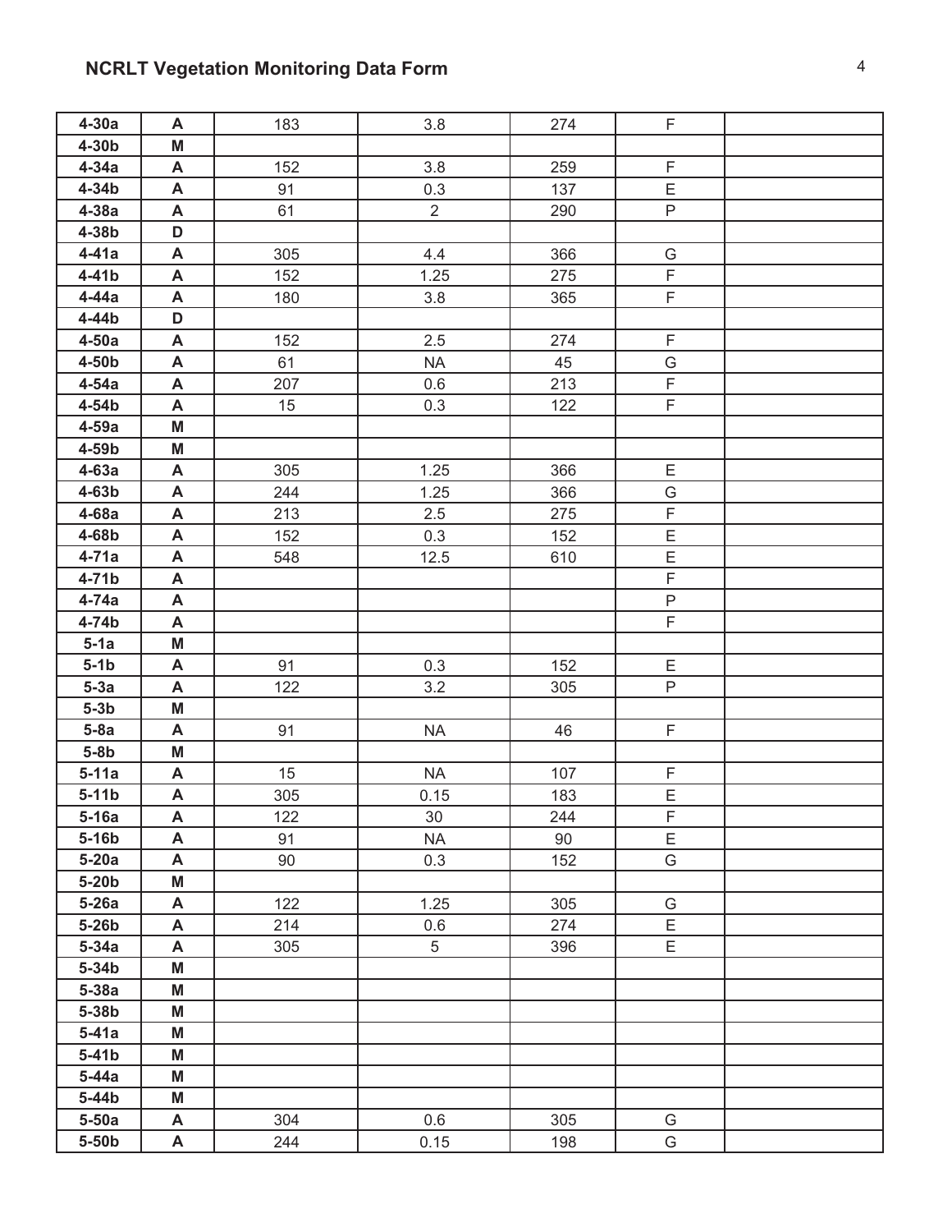## NCRLT Vegetation Monitoring Data Form

| | | | | | | |
|---|---|---|---|---|---|---|
| 4-30a | A | 183 | 3.8 | 274 | F | |
| 4-30b | M | | | | | |
| 4-34a | A | 152 | 3.8 | 259 | F | |
| 4-34b | A | 91 | 0.3 | 137 | E | |
| 4-38a | A | 61 | 2 | 290 | P | |
| 4-38b | D | | | | | |
| 4-41a | A | 305 | 4.4 | 366 | G | |
| 4-41b | A | 152 | 1.25 | 275 | F | |
| 4-44a | A | 180 | 3.8 | 365 | F | |
| 4-44b | D | | | | | |
| 4-50a | A | 152 | 2.5 | 274 | F | |
| 4-50b | A | 61 | NA | 45 | G | |
| 4-54a | A | 207 | 0.6 | 213 | F | |
| 4-54b | A | 15 | 0.3 | 122 | F | |
| 4-59a | M | | | | | |
| 4-59b | M | | | | | |
| 4-63a | A | 305 | 1.25 | 366 | E | |
| 4-63b | A | 244 | 1.25 | 366 | G | |
| 4-68a | A | 213 | 2.5 | 275 | F | |
| 4-68b | A | 152 | 0.3 | 152 | E | |
| 4-71a | A | 548 | 12.5 | 610 | E | |
| 4-71b | A | | | | F | |
| 4-74a | A | | | | P | |
| 4-74b | A | | | | F | |
| 5-1a | M | | | | | |
| 5-1b | A | 91 | 0.3 | 152 | E | |
| 5-3a | A | 122 | 3.2 | 305 | P | |
| 5-3b | M | | | | | |
| 5-8a | A | 91 | NA | 46 | F | |
| 5-8b | M | | | | | |
| 5-11a | A | 15 | NA | 107 | F | |
| 5-11b | A | 305 | 0.15 | 183 | E | |
| 5-16a | A | 122 | 30 | 244 | F | |
| 5-16b | A | 91 | NA | 90 | E | |
| 5-20a | A | 90 | 0.3 | 152 | G | |
| 5-20b | M | | | | | |
| 5-26a | A | 122 | 1.25 | 305 | G | |
| 5-26b | A | 214 | 0.6 | 274 | E | |
| 5-34a | A | 305 | 5 | 396 | E | |
| 5-34b | M | | | | | |
| 5-38a | M | | | | | |
| 5-38b | M | | | | | |
| 5-41a | M | | | | | |
| 5-41b | M | | | | | |
| 5-44a | M | | | | | |
| 5-44b | M | | | | | |
| 5-50a | A | 304 | 0.6 | 305 | G | |
| 5-50b | A | 244 | 0.15 | 198 | G | |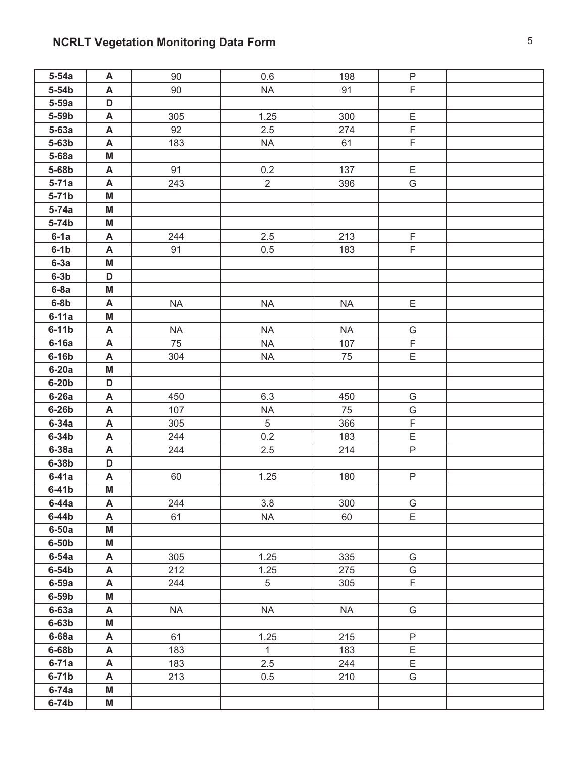## NCRLT Vegetation Monitoring Data Form

| | | | | | | |
|---|---|---|---|---|---|---|
| **5-54a** | **A** | 90 | 0.6 | 198 | P | |
| **5-54b** | **A** | 90 | NA | 91 | F | |
| **5-59a** | **D** | | | | | |
| **5-59b** | **A** | 305 | 1.25 | 300 | E | |
| **5-63a** | **A** | 92 | 2.5 | 274 | F | |
| **5-63b** | **A** | 183 | NA | 61 | F | |
| **5-68a** | **M** | | | | | |
| **5-68b** | **A** | 91 | 0.2 | 137 | E | |
| **5-71a** | **A** | 243 | 2 | 396 | G | |
| **5-71b** | **M** | | | | | |
| **5-74a** | **M** | | | | | |
| **5-74b** | **M** | | | | | |
| **6-1a** | **A** | 244 | 2.5 | 213 | F | |
| **6-1b** | **A** | 91 | 0.5 | 183 | F | |
| **6-3a** | **M** | | | | | |
| **6-3b** | **D** | | | | | |
| **6-8a** | **M** | | | | | |
| **6-8b** | **A** | NA | NA | NA | E | |
| **6-11a** | **M** | | | | | |
| **6-11b** | **A** | NA | NA | NA | G | |
| **6-16a** | **A** | 75 | NA | 107 | F | |
| **6-16b** | **A** | 304 | NA | 75 | E | |
| **6-20a** | **M** | | | | | |
| **6-20b** | **D** | | | | | |
| **6-26a** | **A** | 450 | 6.3 | 450 | G | |
| **6-26b** | **A** | 107 | NA | 75 | G | |
| **6-34a** | **A** | 305 | 5 | 366 | F | |
| **6-34b** | **A** | 244 | 0.2 | 183 | E | |
| **6-38a** | **A** | 244 | 2.5 | 214 | P | |
| **6-38b** | **D** | | | | | |
| **6-41a** | **A** | 60 | 1.25 | 180 | P | |
| **6-41b** | **M** | | | | | |
| **6-44a** | **A** | 244 | 3.8 | 300 | G | |
| **6-44b** | **A** | 61 | NA | 60 | E | |
| **6-50a** | **M** | | | | | |
| **6-50b** | **M** | | | | | |
| **6-54a** | **A** | 305 | 1.25 | 335 | G | |
| **6-54b** | **A** | 212 | 1.25 | 275 | G | |
| **6-59a** | **A** | 244 | 5 | 305 | F | |
| **6-59b** | **M** | | | | | |
| **6-63a** | **A** | NA | NA | NA | G | |
| **6-63b** | **M** | | | | | |
| **6-68a** | **A** | 61 | 1.25 | 215 | P | |
| **6-68b** | **A** | 183 | 1 | 183 | E | |
| **6-71a** | **A** | 183 | 2.5 | 244 | E | |
| **6-71b** | **A** | 213 | 0.5 | 210 | G | |
| **6-74a** | **M** | | | | | |
| **6-74b** | **M** | | | | | |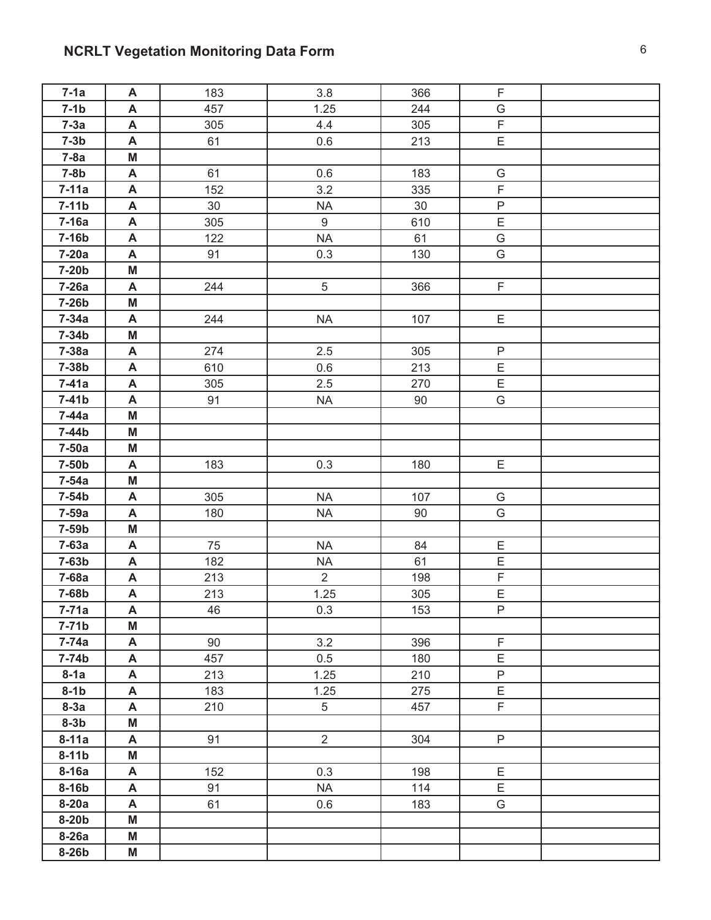## NCRLT Vegetation Monitoring Data Form

| | | | | | | |
|---|---|---|---|---|---|---|
| **7-1a** | **A** | 183 | 3.8 | 366 | F | |
| **7-1b** | **A** | 457 | 1.25 | 244 | G | |
| **7-3a** | **A** | 305 | 4.4 | 305 | F | |
| **7-3b** | **A** | 61 | 0.6 | 213 | E | |
| **7-8a** | **M** | | | | | |
| **7-8b** | **A** | 61 | 0.6 | 183 | G | |
| **7-11a** | **A** | 152 | 3.2 | 335 | F | |
| **7-11b** | **A** | 30 | NA | 30 | P | |
| **7-16a** | **A** | 305 | 9 | 610 | E | |
| **7-16b** | **A** | 122 | NA | 61 | G | |
| **7-20a** | **A** | 91 | 0.3 | 130 | G | |
| **7-20b** | **M** | | | | | |
| **7-26a** | **A** | 244 | 5 | 366 | F | |
| **7-26b** | **M** | | | | | |
| **7-34a** | **A** | 244 | NA | 107 | E | |
| **7-34b** | **M** | | | | | |
| **7-38a** | **A** | 274 | 2.5 | 305 | P | |
| **7-38b** | **A** | 610 | 0.6 | 213 | E | |
| **7-41a** | **A** | 305 | 2.5 | 270 | E | |
| **7-41b** | **A** | 91 | NA | 90 | G | |
| **7-44a** | **M** | | | | | |
| **7-44b** | **M** | | | | | |
| **7-50a** | **M** | | | | | |
| **7-50b** | **A** | 183 | 0.3 | 180 | E | |
| **7-54a** | **M** | | | | | |
| **7-54b** | **A** | 305 | NA | 107 | G | |
| **7-59a** | **A** | 180 | NA | 90 | G | |
| **7-59b** | **M** | | | | | |
| **7-63a** | **A** | 75 | NA | 84 | E | |
| **7-63b** | **A** | 182 | NA | 61 | E | |
| **7-68a** | **A** | 213 | 2 | 198 | F | |
| **7-68b** | **A** | 213 | 1.25 | 305 | E | |
| **7-71a** | **A** | 46 | 0.3 | 153 | P | |
| **7-71b** | **M** | | | | | |
| **7-74a** | **A** | 90 | 3.2 | 396 | F | |
| **7-74b** | **A** | 457 | 0.5 | 180 | E | |
| **8-1a** | **A** | 213 | 1.25 | 210 | P | |
| **8-1b** | **A** | 183 | 1.25 | 275 | E | |
| **8-3a** | **A** | 210 | 5 | 457 | F | |
| **8-3b** | **M** | | | | | |
| **8-11a** | **A** | 91 | 2 | 304 | P | |
| **8-11b** | **M** | | | | | |
| **8-16a** | **A** | 152 | 0.3 | 198 | E | |
| **8-16b** | **A** | 91 | NA | 114 | E | |
| **8-20a** | **A** | 61 | 0.6 | 183 | G | |
| **8-20b** | **M** | | | | | |
| **8-26a** | **M** | | | | | |
| **8-26b** | **M** | | | | | |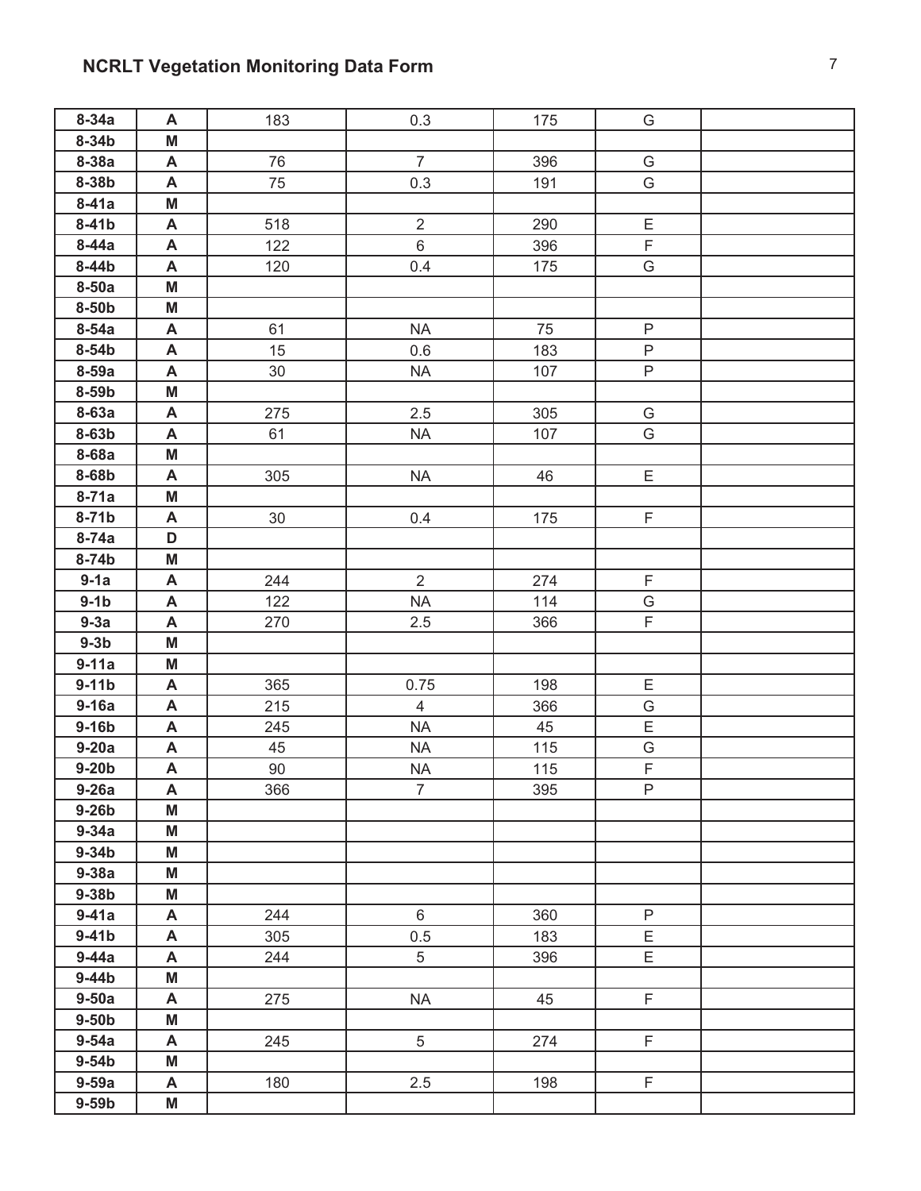## NCRLT Vegetation Monitoring Data Form

| | | | | | | |
|---|---|---|---|---|---|---|
| **8-34a** | **A** | 183 | 0.3 | 175 | G | |
| **8-34b** | **M** | | | | | |
| **8-38a** | **A** | 76 | 7 | 396 | G | |
| **8-38b** | **A** | 75 | 0.3 | 191 | G | |
| **8-41a** | **M** | | | | | |
| **8-41b** | **A** | 518 | 2 | 290 | E | |
| **8-44a** | **A** | 122 | 6 | 396 | F | |
| **8-44b** | **A** | 120 | 0.4 | 175 | G | |
| **8-50a** | **M** | | | | | |
| **8-50b** | **M** | | | | | |
| **8-54a** | **A** | 61 | NA | 75 | P | |
| **8-54b** | **A** | 15 | 0.6 | 183 | P | |
| **8-59a** | **A** | 30 | NA | 107 | P | |
| **8-59b** | **M** | | | | | |
| **8-63a** | **A** | 275 | 2.5 | 305 | G | |
| **8-63b** | **A** | 61 | NA | 107 | G | |
| **8-68a** | **M** | | | | | |
| **8-68b** | **A** | 305 | NA | 46 | E | |
| **8-71a** | **M** | | | | | |
| **8-71b** | **A** | 30 | 0.4 | 175 | F | |
| **8-74a** | **D** | | | | | |
| **8-74b** | **M** | | | | | |
| **9-1a** | **A** | 244 | 2 | 274 | F | |
| **9-1b** | **A** | 122 | NA | 114 | G | |
| **9-3a** | **A** | 270 | 2.5 | 366 | F | |
| **9-3b** | **M** | | | | | |
| **9-11a** | **M** | | | | | |
| **9-11b** | **A** | 365 | 0.75 | 198 | E | |
| **9-16a** | **A** | 215 | 4 | 366 | G | |
| **9-16b** | **A** | 245 | NA | 45 | E | |
| **9-20a** | **A** | 45 | NA | 115 | G | |
| **9-20b** | **A** | 90 | NA | 115 | F | |
| **9-26a** | **A** | 366 | 7 | 395 | P | |
| **9-26b** | **M** | | | | | |
| **9-34a** | **M** | | | | | |
| **9-34b** | **M** | | | | | |
| **9-38a** | **M** | | | | | |
| **9-38b** | **M** | | | | | |
| **9-41a** | **A** | 244 | 6 | 360 | P | |
| **9-41b** | **A** | 305 | 0.5 | 183 | E | |
| **9-44a** | **A** | 244 | 5 | 396 | E | |
| **9-44b** | **M** | | | | | |
| **9-50a** | **A** | 275 | NA | 45 | F | |
| **9-50b** | **M** | | | | | |
| **9-54a** | **A** | 245 | 5 | 274 | F | |
| **9-54b** | **M** | | | | | |
| **9-59a** | **A** | 180 | 2.5 | 198 | F | |
| **9-59b** | **M** | | | | | |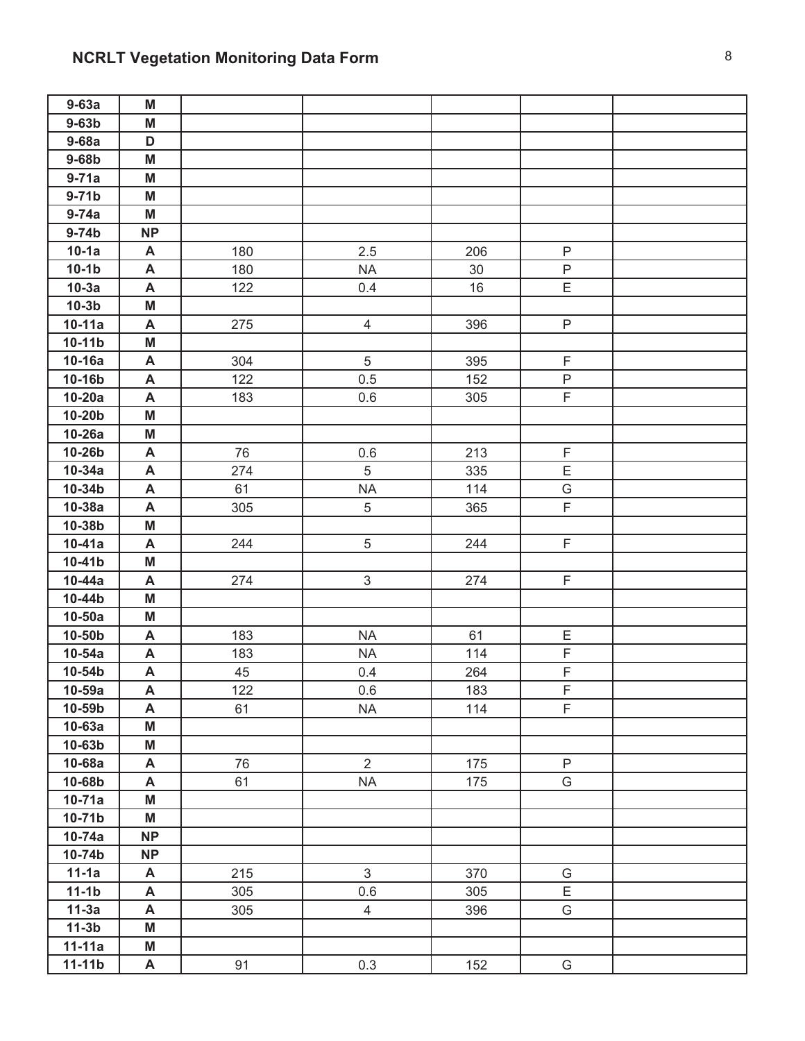## NCRLT Vegetation Monitoring Data Form

| | | | | | | |
|---|---|---|---|---|---|---|
| **9-63a** | **M** | | | | | |
| **9-63b** | **M** | | | | | |
| **9-68a** | **D** | | | | | |
| **9-68b** | **M** | | | | | |
| **9-71a** | **M** | | | | | |
| **9-71b** | **M** | | | | | |
| **9-74a** | **M** | | | | | |
| **9-74b** | **NP** | | | | | |
| **10-1a** | **A** | 180 | 2.5 | 206 | P | |
| **10-1b** | **A** | 180 | NA | 30 | P | |
| **10-3a** | **A** | 122 | 0.4 | 16 | E | |
| **10-3b** | **M** | | | | | |
| **10-11a** | **A** | 275 | 4 | 396 | P | |
| **10-11b** | **M** | | | | | |
| **10-16a** | **A** | 304 | 5 | 395 | F | |
| **10-16b** | **A** | 122 | 0.5 | 152 | P | |
| **10-20a** | **A** | 183 | 0.6 | 305 | F | |
| **10-20b** | **M** | | | | | |
| **10-26a** | **M** | | | | | |
| **10-26b** | **A** | 76 | 0.6 | 213 | F | |
| **10-34a** | **A** | 274 | 5 | 335 | E | |
| **10-34b** | **A** | 61 | NA | 114 | G | |
| **10-38a** | **A** | 305 | 5 | 365 | F | |
| **10-38b** | **M** | | | | | |
| **10-41a** | **A** | 244 | 5 | 244 | F | |
| **10-41b** | **M** | | | | | |
| **10-44a** | **A** | 274 | 3 | 274 | F | |
| **10-44b** | **M** | | | | | |
| **10-50a** | **M** | | | | | |
| **10-50b** | **A** | 183 | NA | 61 | E | |
| **10-54a** | **A** | 183 | NA | 114 | F | |
| **10-54b** | **A** | 45 | 0.4 | 264 | F | |
| **10-59a** | **A** | 122 | 0.6 | 183 | F | |
| **10-59b** | **A** | 61 | NA | 114 | F | |
| **10-63a** | **M** | | | | | |
| **10-63b** | **M** | | | | | |
| **10-68a** | **A** | 76 | 2 | 175 | P | |
| **10-68b** | **A** | 61 | NA | 175 | G | |
| **10-71a** | **M** | | | | | |
| **10-71b** | **M** | | | | | |
| **10-74a** | **NP** | | | | | |
| **10-74b** | **NP** | | | | | |
| **11-1a** | **A** | 215 | 3 | 370 | G | |
| **11-1b** | **A** | 305 | 0.6 | 305 | E | |
| **11-3a** | **A** | 305 | 4 | 396 | G | |
| **11-3b** | **M** | | | | | |
| **11-11a** | **M** | | | | | |
| **11-11b** | **A** | 91 | 0.3 | 152 | G | |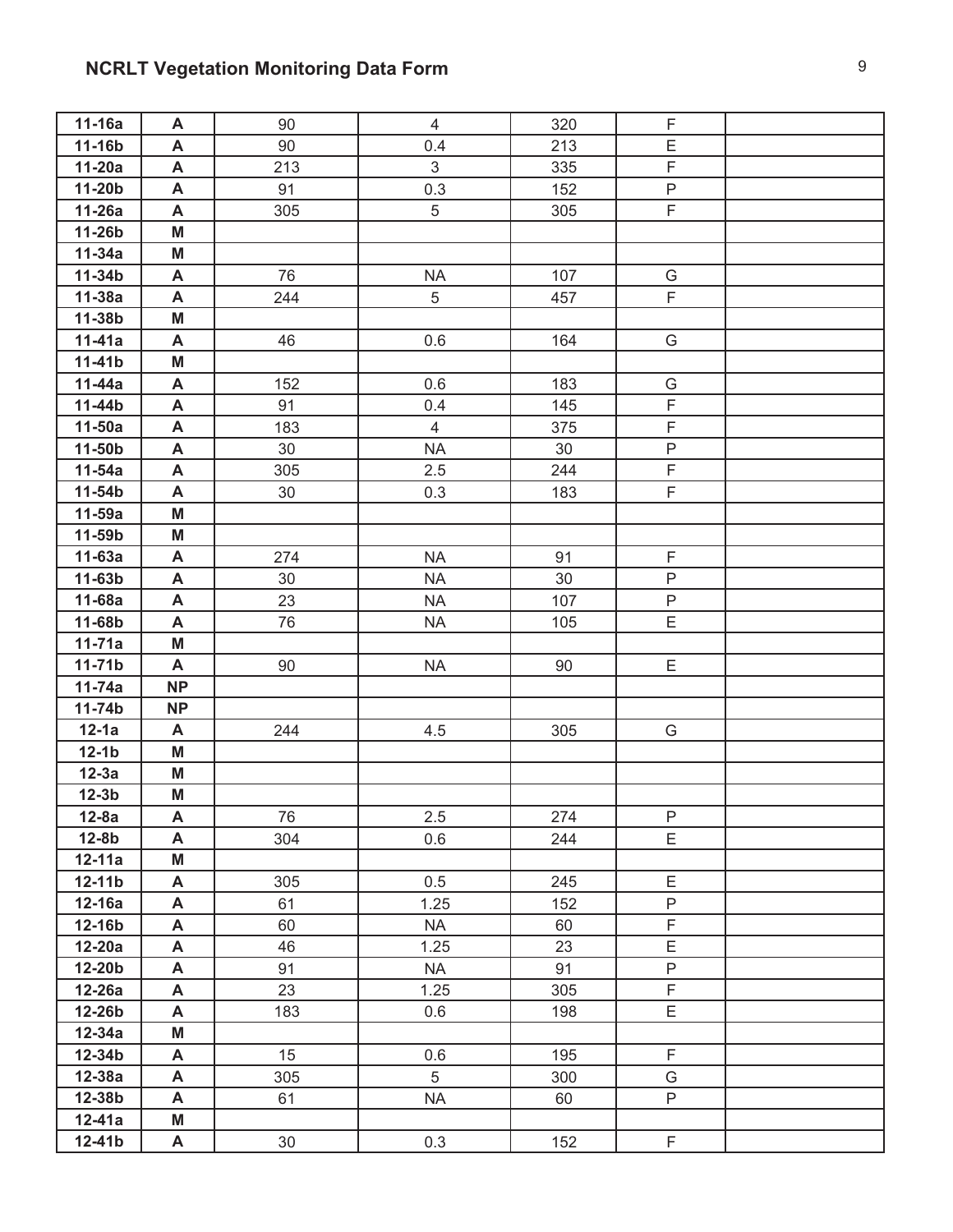## NCRLT Vegetation Monitoring Data Form

| | | | | | | |
|---|---|---|---|---|---|---|
| **11-16a** | **A** | 90 | 4 | 320 | F | |
| **11-16b** | **A** | 90 | 0.4 | 213 | E | |
| **11-20a** | **A** | 213 | 3 | 335 | F | |
| **11-20b** | **A** | 91 | 0.3 | 152 | P | |
| **11-26a** | **A** | 305 | 5 | 305 | F | |
| **11-26b** | **M** | | | | | |
| **11-34a** | **M** | | | | | |
| **11-34b** | **A** | 76 | NA | 107 | G | |
| **11-38a** | **A** | 244 | 5 | 457 | F | |
| **11-38b** | **M** | | | | | |
| **11-41a** | **A** | 46 | 0.6 | 164 | G | |
| **11-41b** | **M** | | | | | |
| **11-44a** | **A** | 152 | 0.6 | 183 | G | |
| **11-44b** | **A** | 91 | 0.4 | 145 | F | |
| **11-50a** | **A** | 183 | 4 | 375 | F | |
| **11-50b** | **A** | 30 | NA | 30 | P | |
| **11-54a** | **A** | 305 | 2.5 | 244 | F | |
| **11-54b** | **A** | 30 | 0.3 | 183 | F | |
| **11-59a** | **M** | | | | | |
| **11-59b** | **M** | | | | | |
| **11-63a** | **A** | 274 | NA | 91 | F | |
| **11-63b** | **A** | 30 | NA | 30 | P | |
| **11-68a** | **A** | 23 | NA | 107 | P | |
| **11-68b** | **A** | 76 | NA | 105 | E | |
| **11-71a** | **M** | | | | | |
| **11-71b** | **A** | 90 | NA | 90 | E | |
| **11-74a** | **NP** | | | | | |
| **11-74b** | **NP** | | | | | |
| **12-1a** | **A** | 244 | 4.5 | 305 | G | |
| **12-1b** | **M** | | | | | |
| **12-3a** | **M** | | | | | |
| **12-3b** | **M** | | | | | |
| **12-8a** | **A** | 76 | 2.5 | 274 | P | |
| **12-8b** | **A** | 304 | 0.6 | 244 | E | |
| **12-11a** | **M** | | | | | |
| **12-11b** | **A** | 305 | 0.5 | 245 | E | |
| **12-16a** | **A** | 61 | 1.25 | 152 | P | |
| **12-16b** | **A** | 60 | NA | 60 | F | |
| **12-20a** | **A** | 46 | 1.25 | 23 | E | |
| **12-20b** | **A** | 91 | NA | 91 | P | |
| **12-26a** | **A** | 23 | 1.25 | 305 | F | |
| **12-26b** | **A** | 183 | 0.6 | 198 | E | |
| **12-34a** | **M** | | | | | |
| **12-34b** | **A** | 15 | 0.6 | 195 | F | |
| **12-38a** | **A** | 305 | 5 | 300 | G | |
| **12-38b** | **A** | 61 | NA | 60 | P | |
| **12-41a** | **M** | | | | | |
| **12-41b** | **A** | 30 | 0.3 | 152 | F | |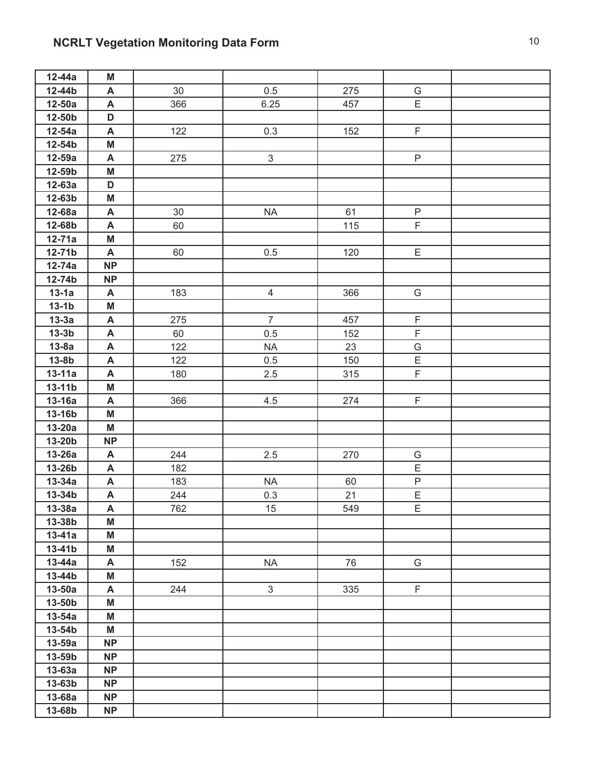## NCRLT Vegetation Monitoring Data Form

| | | | | | | |
|---|---|---|---|---|---|---|
| **12-44a** | **M** | | | | | |
| **12-44b** | **A** | 30 | 0.5 | 275 | G | |
| **12-50a** | **A** | 366 | 6.25 | 457 | E | |
| **12-50b** | **D** | | | | | |
| **12-54a** | **A** | 122 | 0.3 | 152 | F | |
| **12-54b** | **M** | | | | | |
| **12-59a** | **A** | 275 | 3 | | P | |
| **12-59b** | **M** | | | | | |
| **12-63a** | **D** | | | | | |
| **12-63b** | **M** | | | | | |
| **12-68a** | **A** | 30 | NA | 61 | P | |
| **12-68b** | **A** | 60 | | 115 | F | |
| **12-71a** | **M** | | | | | |
| **12-71b** | **A** | 60 | 0.5 | 120 | E | |
| **12-74a** | **NP** | | | | | |
| **12-74b** | **NP** | | | | | |
| **13-1a** | **A** | 183 | 4 | 366 | G | |
| **13-1b** | **M** | | | | | |
| **13-3a** | **A** | 275 | 7 | 457 | F | |
| **13-3b** | **A** | 60 | 0.5 | 152 | F | |
| **13-8a** | **A** | 122 | NA | 23 | G | |
| **13-8b** | **A** | 122 | 0.5 | 150 | E | |
| **13-11a** | **A** | 180 | 2.5 | 315 | F | |
| **13-11b** | **M** | | | | | |
| **13-16a** | **A** | 366 | 4.5 | 274 | F | |
| **13-16b** | **M** | | | | | |
| **13-20a** | **M** | | | | | |
| **13-20b** | **NP** | | | | | |
| **13-26a** | **A** | 244 | 2.5 | 270 | G | |
| **13-26b** | **A** | 182 | | | E | |
| **13-34a** | **A** | 183 | NA | 60 | P | |
| **13-34b** | **A** | 244 | 0.3 | 21 | E | |
| **13-38a** | **A** | 762 | 15 | 549 | E | |
| **13-38b** | **M** | | | | | |
| **13-41a** | **M** | | | | | |
| **13-41b** | **M** | | | | | |
| **13-44a** | **A** | 152 | NA | 76 | G | |
| **13-44b** | **M** | | | | | |
| **13-50a** | **A** | 244 | 3 | 335 | F | |
| **13-50b** | **M** | | | | | |
| **13-54a** | **M** | | | | | |
| **13-54b** | **M** | | | | | |
| **13-59a** | **NP** | | | | | |
| **13-59b** | **NP** | | | | | |
| **13-63a** | **NP** | | | | | |
| **13-63b** | **NP** | | | | | |
| **13-68a** | **NP** | | | | | |
| **13-68b** | **NP** | | | | | |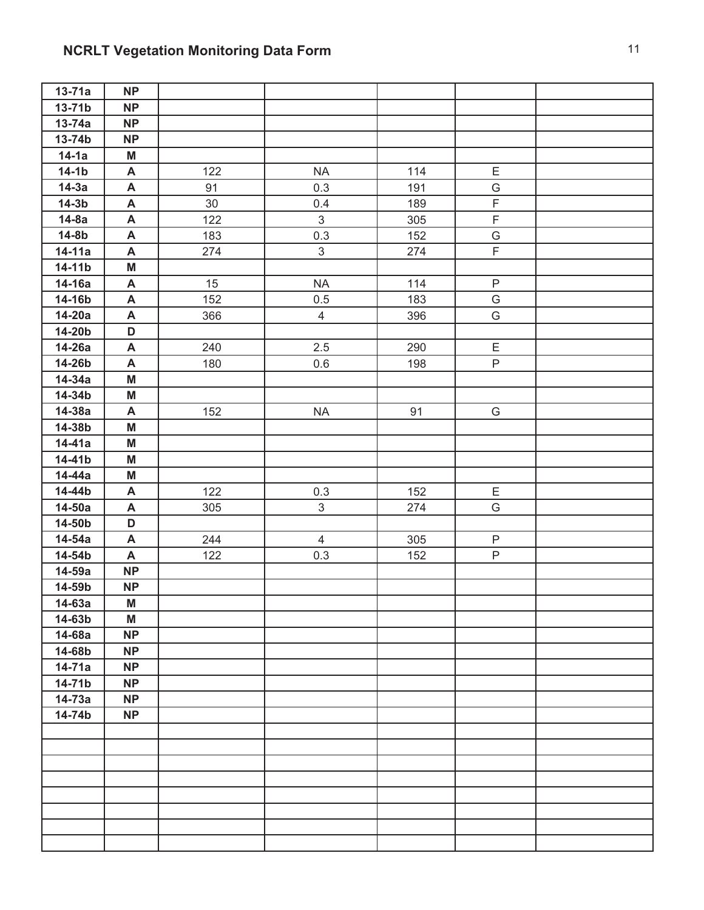## NCRLT Vegetation Monitoring Data Form

| | | | | | | |
|---|---|---|---|---|---|---|
| **13-71a** | **NP** | | | | | |
| **13-71b** | **NP** | | | | | |
| **13-74a** | **NP** | | | | | |
| **13-74b** | **NP** | | | | | |
| **14-1a** | **M** | | | | | |
| **14-1b** | **A** | 122 | NA | 114 | E | |
| **14-3a** | **A** | 91 | 0.3 | 191 | G | |
| **14-3b** | **A** | 30 | 0.4 | 189 | F | |
| **14-8a** | **A** | 122 | 3 | 305 | F | |
| **14-8b** | **A** | 183 | 0.3 | 152 | G | |
| **14-11a** | **A** | 274 | 3 | 274 | F | |
| **14-11b** | **M** | | | | | |
| **14-16a** | **A** | 15 | NA | 114 | P | |
| **14-16b** | **A** | 152 | 0.5 | 183 | G | |
| **14-20a** | **A** | 366 | 4 | 396 | G | |
| **14-20b** | **D** | | | | | |
| **14-26a** | **A** | 240 | 2.5 | 290 | E | |
| **14-26b** | **A** | 180 | 0.6 | 198 | P | |
| **14-34a** | **M** | | | | | |
| **14-34b** | **M** | | | | | |
| **14-38a** | **A** | 152 | NA | 91 | G | |
| **14-38b** | **M** | | | | | |
| **14-41a** | **M** | | | | | |
| **14-41b** | **M** | | | | | |
| **14-44a** | **M** | | | | | |
| **14-44b** | **A** | 122 | 0.3 | 152 | E | |
| **14-50a** | **A** | 305 | 3 | 274 | G | |
| **14-50b** | **D** | | | | | |
| **14-54a** | **A** | 244 | 4 | 305 | P | |
| **14-54b** | **A** | 122 | 0.3 | 152 | P | |
| **14-59a** | **NP** | | | | | |
| **14-59b** | **NP** | | | | | |
| **14-63a** | **M** | | | | | |
| **14-63b** | **M** | | | | | |
| **14-68a** | **NP** | | | | | |
| **14-68b** | **NP** | | | | | |
| **14-71a** | **NP** | | | | | |
| **14-71b** | **NP** | | | | | |
| **14-73a** | **NP** | | | | | |
| **14-74b** | **NP** | | | | | |
| | | | | | | |
| | | | | | | |
| | | | | | | |
| | | | | | | |
| | | | | | | |
| | | | | | | |
| | | | | | | |
| | | | | | | |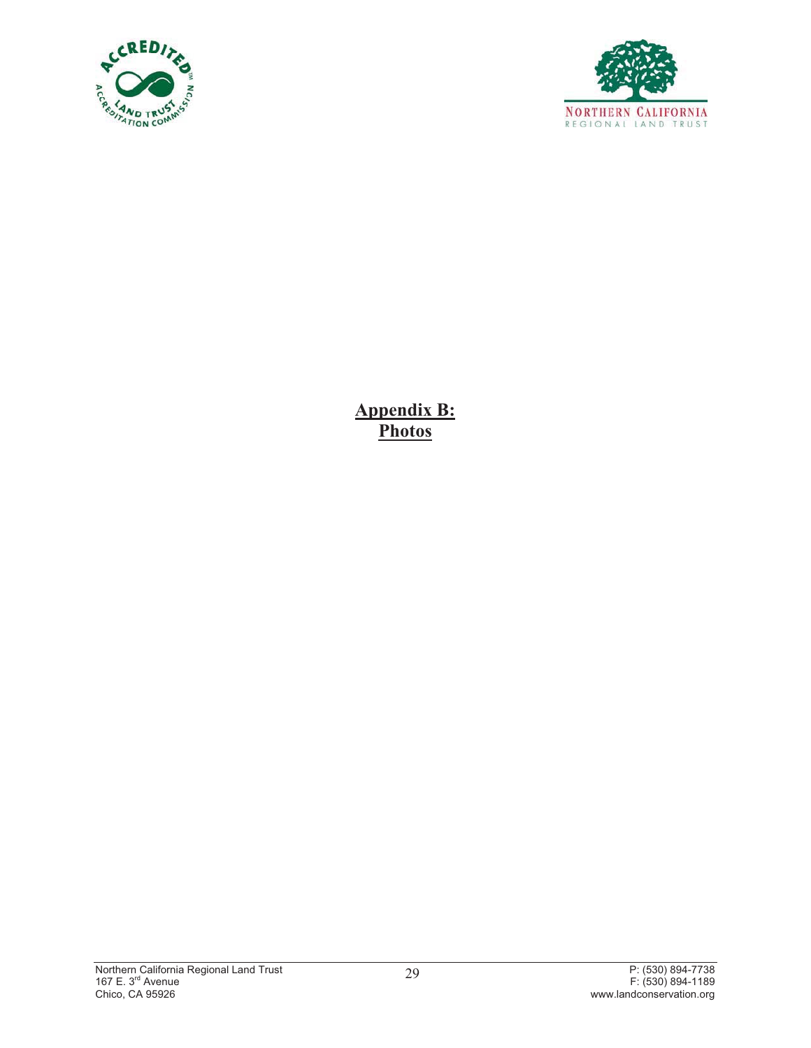# Appendix B: Photos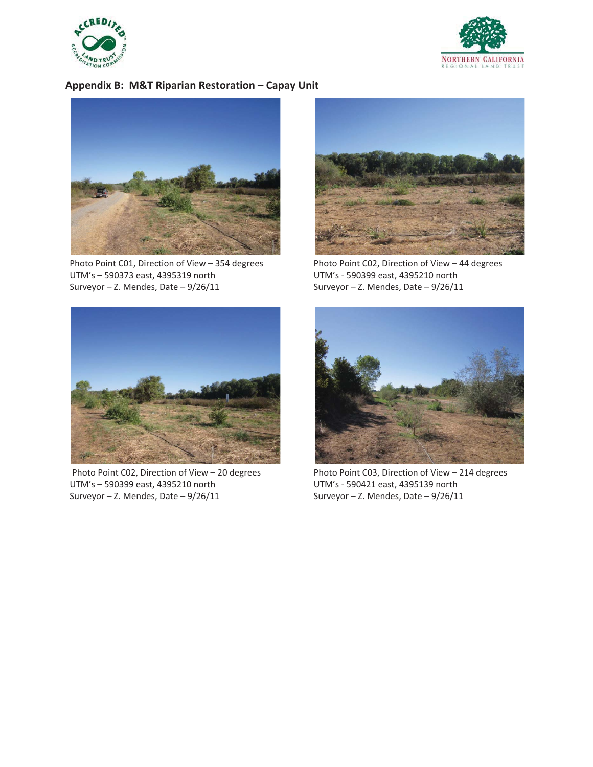## Appendix B: M&T Riparian Restoration – Capay Unit

Photo Point C01, Direction of View – 354 degrees
UTM's – 590373 east, 4395319 north
Surveyor – Z. Mendes, Date – 9/26/11

Photo Point C02, Direction of View – 44 degrees
UTM's - 590399 east, 4395210 north
Surveyor – Z. Mendes, Date – 9/26/11

Photo Point C02, Direction of View – 20 degrees
UTM's – 590399 east, 4395210 north
Surveyor – Z. Mendes, Date – 9/26/11

Photo Point C03, Direction of View – 214 degrees
UTM's - 590421 east, 4395139 north
Surveyor – Z. Mendes, Date – 9/26/11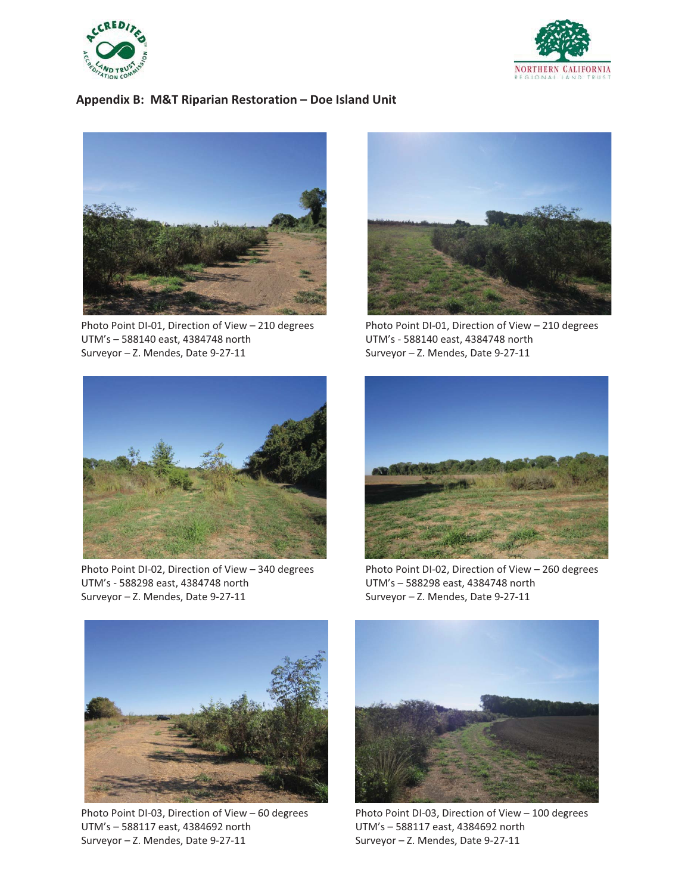## Appendix B: M&T Riparian Restoration – Doe Island Unit

Photo Point DI-01, Direction of View – 210 degrees
UTM's – 588140 east, 4384748 north
Surveyor – Z. Mendes, Date 9-27-11

Photo Point DI-01, Direction of View – 210 degrees
UTM's - 588140 east, 4384748 north
Surveyor – Z. Mendes, Date 9-27-11

Photo Point DI-02, Direction of View – 340 degrees
UTM's - 588298 east, 4384748 north
Surveyor – Z. Mendes, Date 9-27-11

Photo Point DI-02, Direction of View – 260 degrees
UTM's – 588298 east, 4384748 north
Surveyor – Z. Mendes, Date 9-27-11

Photo Point DI-03, Direction of View – 60 degrees
UTM's – 588117 east, 4384692 north
Surveyor – Z. Mendes, Date 9-27-11

Photo Point DI-03, Direction of View – 100 degrees
UTM's – 588117 east, 4384692 north
Surveyor – Z. Mendes, Date 9-27-11